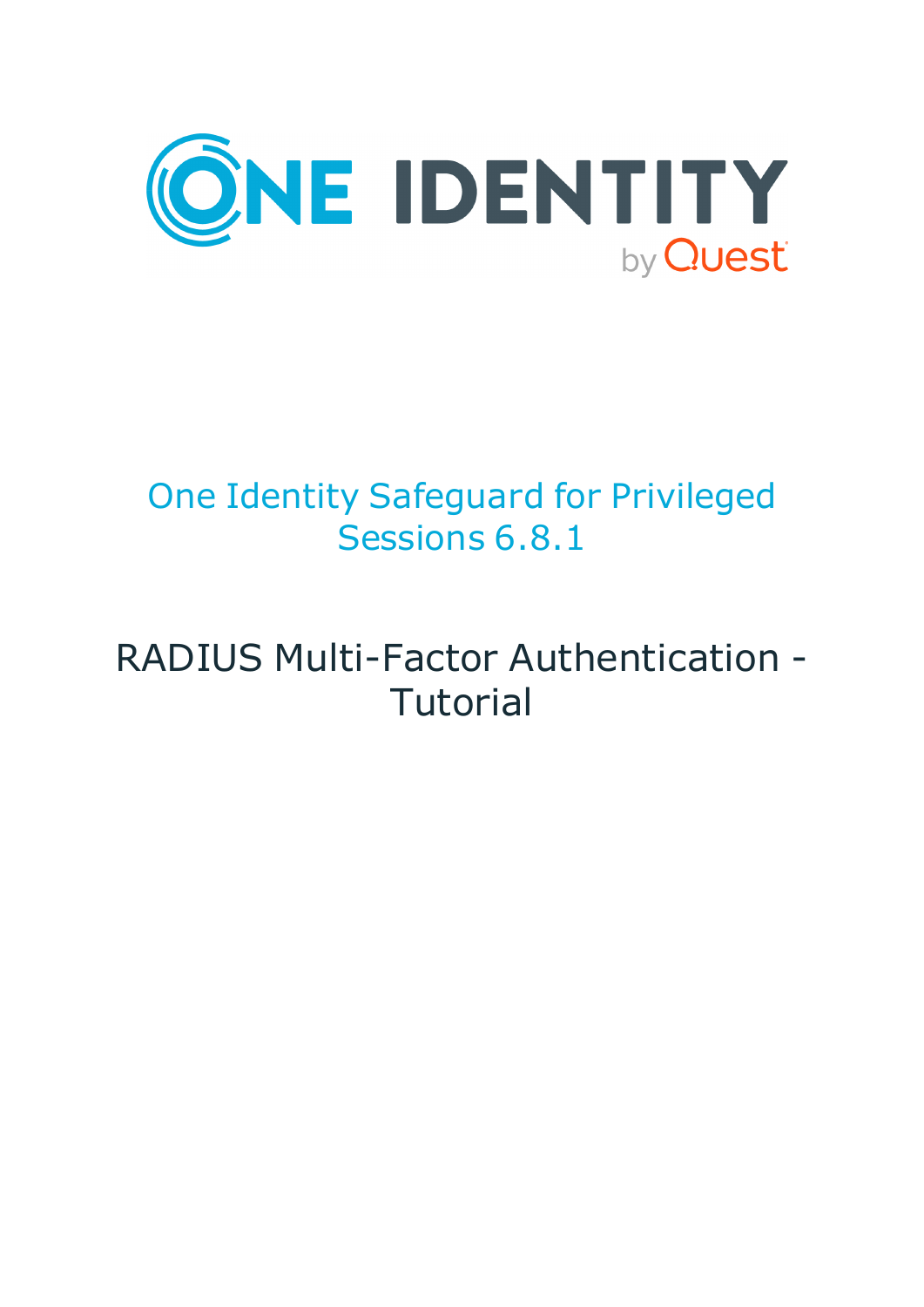# One Identity Safeguard for Privileged Sessions 6.8.1

## RADIUS Multi-Factor Authentication - Tutorial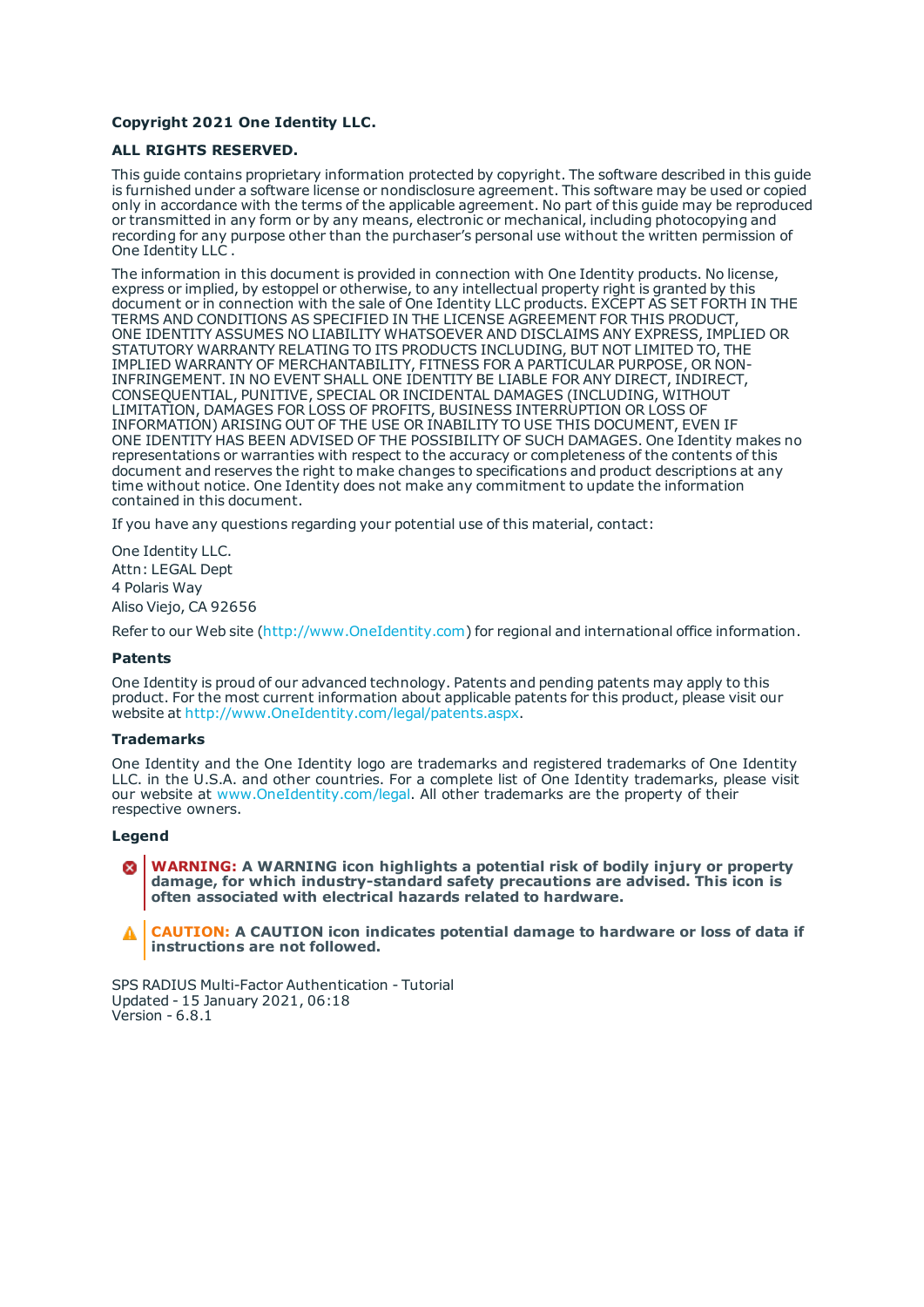**Copyright 2021 One Identity LLC.**

**ALL RIGHTS RESERVED.**

This guide contains proprietary information protected by copyright. The software described in this guide is furnished under a software license or nondisclosure agreement. This software may be used or copied only in accordance with the terms of the applicable agreement. No part of this guide may be reproduced or transmitted in any form or by any means, electronic or mechanical, including photocopying and recording for any purpose other than the purchaser's personal use without the written permission of One Identity LLC .

The information in this document is provided in connection with One Identity products. No license, express or implied, by estoppel or otherwise, to any intellectual property right is granted by this document or in connection with the sale of One Identity LLC products. EXCEPT AS SET FORTH IN THE TERMS AND CONDITIONS AS SPECIFIED IN THE LICENSE AGREEMENT FOR THIS PRODUCT, ONE IDENTITY ASSUMES NO LIABILITY WHATSOEVER AND DISCLAIMS ANY EXPRESS, IMPLIED OR STATUTORY WARRANTY RELATING TO ITS PRODUCTS INCLUDING, BUT NOT LIMITED TO, THE IMPLIED WARRANTY OF MERCHANTABILITY, FITNESS FOR A PARTICULAR PURPOSE, OR NON-INFRINGEMENT. IN NO EVENT SHALL ONE IDENTITY BE LIABLE FOR ANY DIRECT, INDIRECT, CONSEQUENTIAL, PUNITIVE, SPECIAL OR INCIDENTAL DAMAGES (INCLUDING, WITHOUT LIMITATION, DAMAGES FOR LOSS OF PROFITS, BUSINESS INTERRUPTION OR LOSS OF INFORMATION) ARISING OUT OF THE USE OR INABILITY TO USE THIS DOCUMENT, EVEN IF ONE IDENTITY HAS BEEN ADVISED OF THE POSSIBILITY OF SUCH DAMAGES. One Identity makes no representations or warranties with respect to the accuracy or completeness of the contents of this document and reserves the right to make changes to specifications and product descriptions at any time without notice. One Identity does not make any commitment to update the information contained in this document.

If you have any questions regarding your potential use of this material, contact:

One Identity LLC.
Attn: LEGAL Dept
4 Polaris Way
Aliso Viejo, CA 92656

Refer to our Web site (http://www.OneIdentity.com) for regional and international office information.

### Patents

One Identity is proud of our advanced technology. Patents and pending patents may apply to this product. For the most current information about applicable patents for this product, please visit our website at http://www.OneIdentity.com/legal/patents.aspx.

### Trademarks

One Identity and the One Identity logo are trademarks and registered trademarks of One Identity LLC. in the U.S.A. and other countries. For a complete list of One Identity trademarks, please visit our website at www.OneIdentity.com/legal. All other trademarks are the property of their respective owners.

### Legend

**WARNING: A WARNING icon highlights a potential risk of bodily injury or property damage, for which industry-standard safety precautions are advised. This icon is often associated with electrical hazards related to hardware.**

**CAUTION: A CAUTION icon indicates potential damage to hardware or loss of data if instructions are not followed.**

SPS RADIUS Multi-Factor Authentication - Tutorial
Updated - 15 January 2021, 06:18
Version - 6.8.1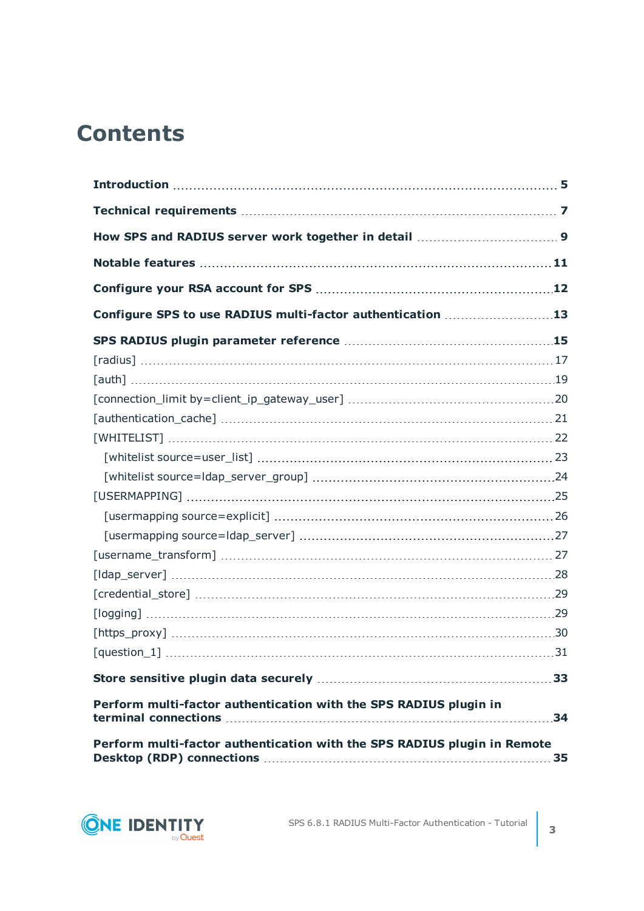# Contents

**Introduction** 5

**Technical requirements** 7

**How SPS and RADIUS server work together in detail** 9

**Notable features** 11

**Configure your RSA account for SPS** 12

**Configure SPS to use RADIUS multi-factor authentication** 13

**SPS RADIUS plugin parameter reference** 15

[radius] 17

[auth] 19

[connection_limit by=client_ip_gateway_user] 20

[authentication_cache] 21

[WHITELIST] 22

- [whitelist source=user_list] 23
- [whitelist source=ldap_server_group] 24

[USERMAPPING] 25

- [usermapping source=explicit] 26
- [usermapping source=ldap_server] 27

[username_transform] 27

[ldap_server] 28

[credential_store] 29

[logging] 29

[https_proxy] 30

[question_1] 31

**Store sensitive plugin data securely** 33

**Perform multi-factor authentication with the SPS RADIUS plugin in terminal connections** 34

**Perform multi-factor authentication with the SPS RADIUS plugin in Remote Desktop (RDP) connections** 35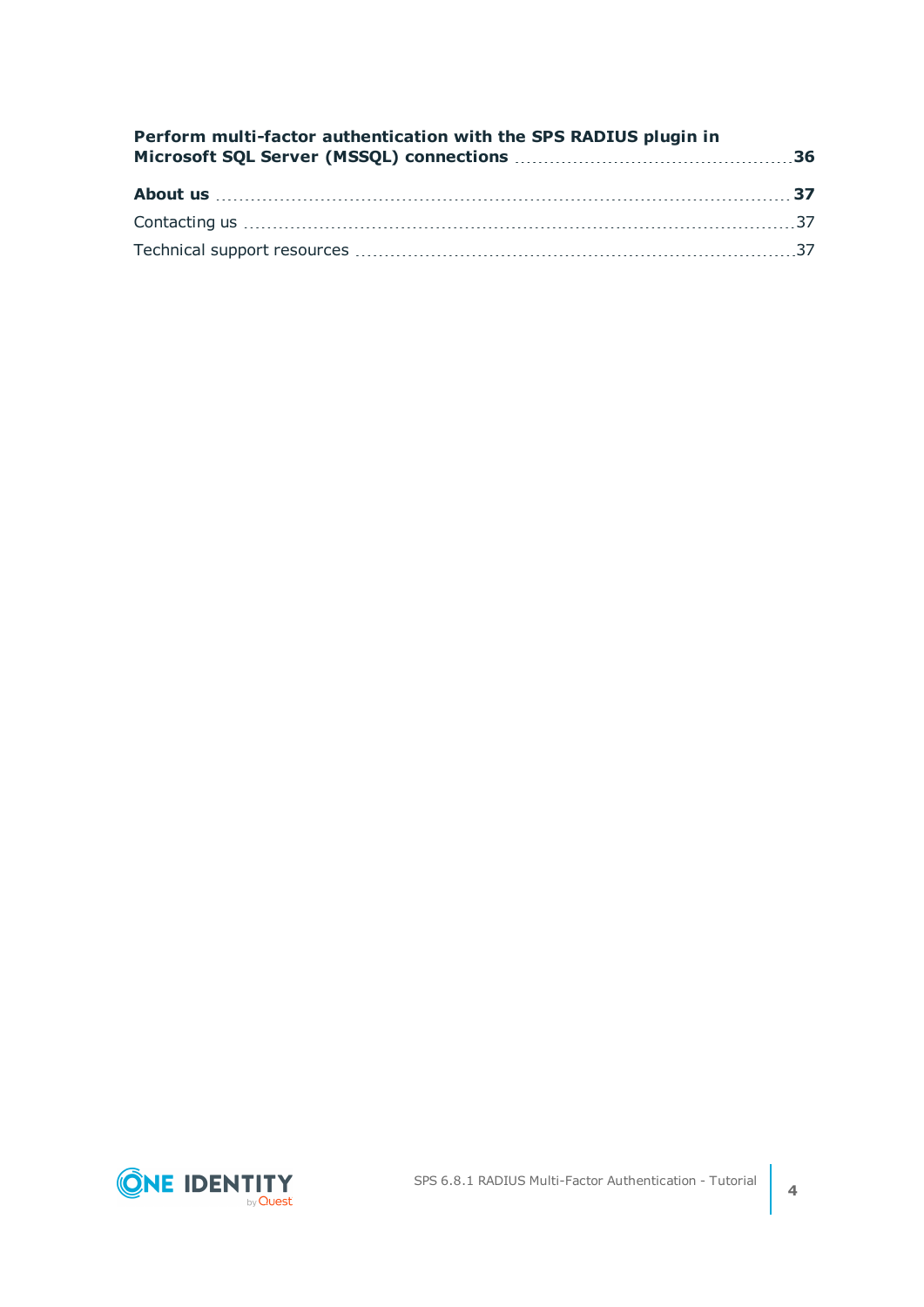**Perform multi-factor authentication with the SPS RADIUS plugin in Microsoft SQL Server (MSSQL) connections** 36

**About us** 37

Contacting us 37

Technical support resources 37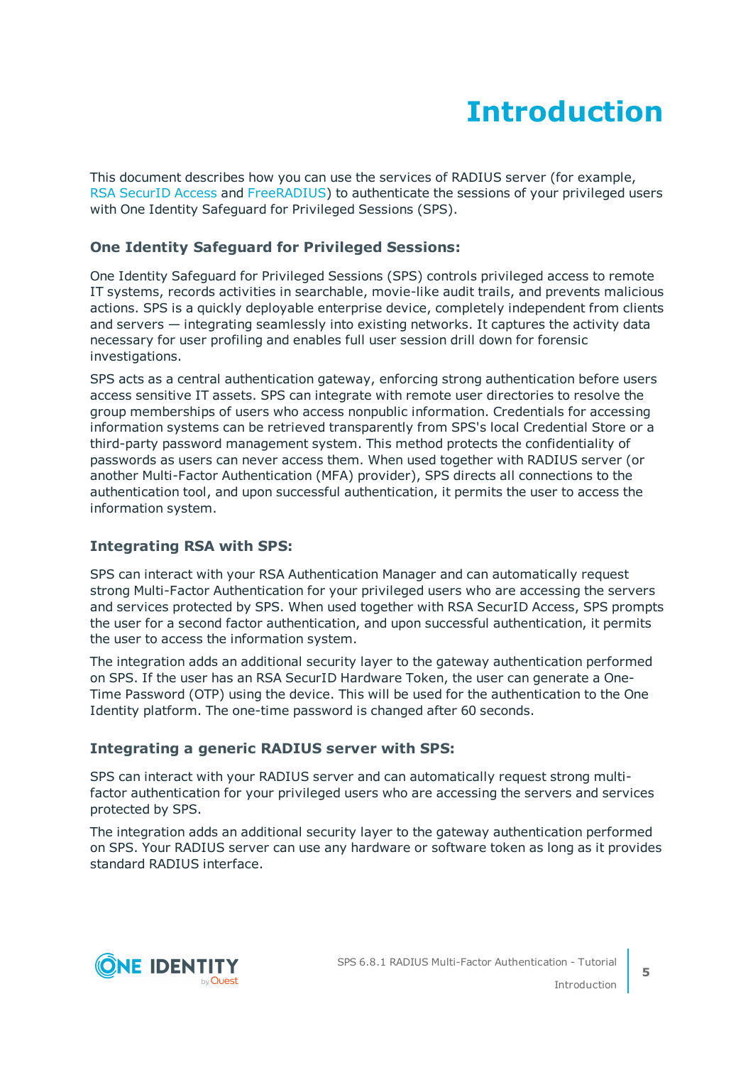# Introduction

This document describes how you can use the services of RADIUS server (for example, RSA SecurID Access and FreeRADIUS) to authenticate the sessions of your privileged users with One Identity Safeguard for Privileged Sessions (SPS).

### One Identity Safeguard for Privileged Sessions:

One Identity Safeguard for Privileged Sessions (SPS) controls privileged access to remote IT systems, records activities in searchable, movie-like audit trails, and prevents malicious actions. SPS is a quickly deployable enterprise device, completely independent from clients and servers — integrating seamlessly into existing networks. It captures the activity data necessary for user profiling and enables full user session drill down for forensic investigations.

SPS acts as a central authentication gateway, enforcing strong authentication before users access sensitive IT assets. SPS can integrate with remote user directories to resolve the group memberships of users who access nonpublic information. Credentials for accessing information systems can be retrieved transparently from SPS's local Credential Store or a third-party password management system. This method protects the confidentiality of passwords as users can never access them. When used together with RADIUS server (or another Multi-Factor Authentication (MFA) provider), SPS directs all connections to the authentication tool, and upon successful authentication, it permits the user to access the information system.

### Integrating RSA with SPS:

SPS can interact with your RSA Authentication Manager and can automatically request strong Multi-Factor Authentication for your privileged users who are accessing the servers and services protected by SPS. When used together with RSA SecurID Access, SPS prompts the user for a second factor authentication, and upon successful authentication, it permits the user to access the information system.

The integration adds an additional security layer to the gateway authentication performed on SPS. If the user has an RSA SecurID Hardware Token, the user can generate a One-Time Password (OTP) using the device. This will be used for the authentication to the One Identity platform. The one-time password is changed after 60 seconds.

### Integrating a generic RADIUS server with SPS:

SPS can interact with your RADIUS server and can automatically request strong multi-factor authentication for your privileged users who are accessing the servers and services protected by SPS.

The integration adds an additional security layer to the gateway authentication performed on SPS. Your RADIUS server can use any hardware or software token as long as it provides standard RADIUS interface.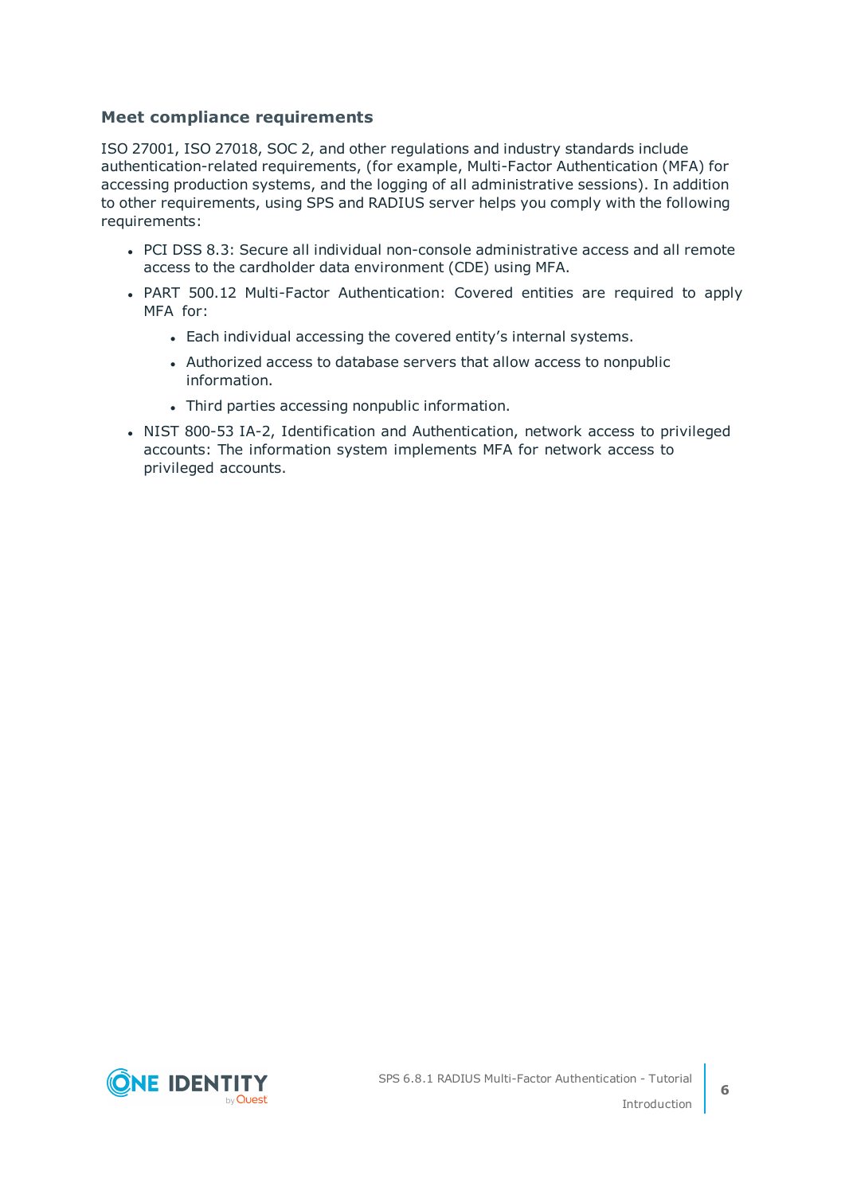### Meet compliance requirements

ISO 27001, ISO 27018, SOC 2, and other regulations and industry standards include authentication-related requirements, (for example, Multi-Factor Authentication (MFA) for accessing production systems, and the logging of all administrative sessions). In addition to other requirements, using SPS and RADIUS server helps you comply with the following requirements:

- PCI DSS 8.3: Secure all individual non-console administrative access and all remote access to the cardholder data environment (CDE) using MFA.
- PART 500.12 Multi-Factor Authentication: Covered entities are required to apply MFA for:
  - Each individual accessing the covered entity’s internal systems.
  - Authorized access to database servers that allow access to nonpublic information.
  - Third parties accessing nonpublic information.
- NIST 800-53 IA-2, Identification and Authentication, network access to privileged accounts: The information system implements MFA for network access to privileged accounts.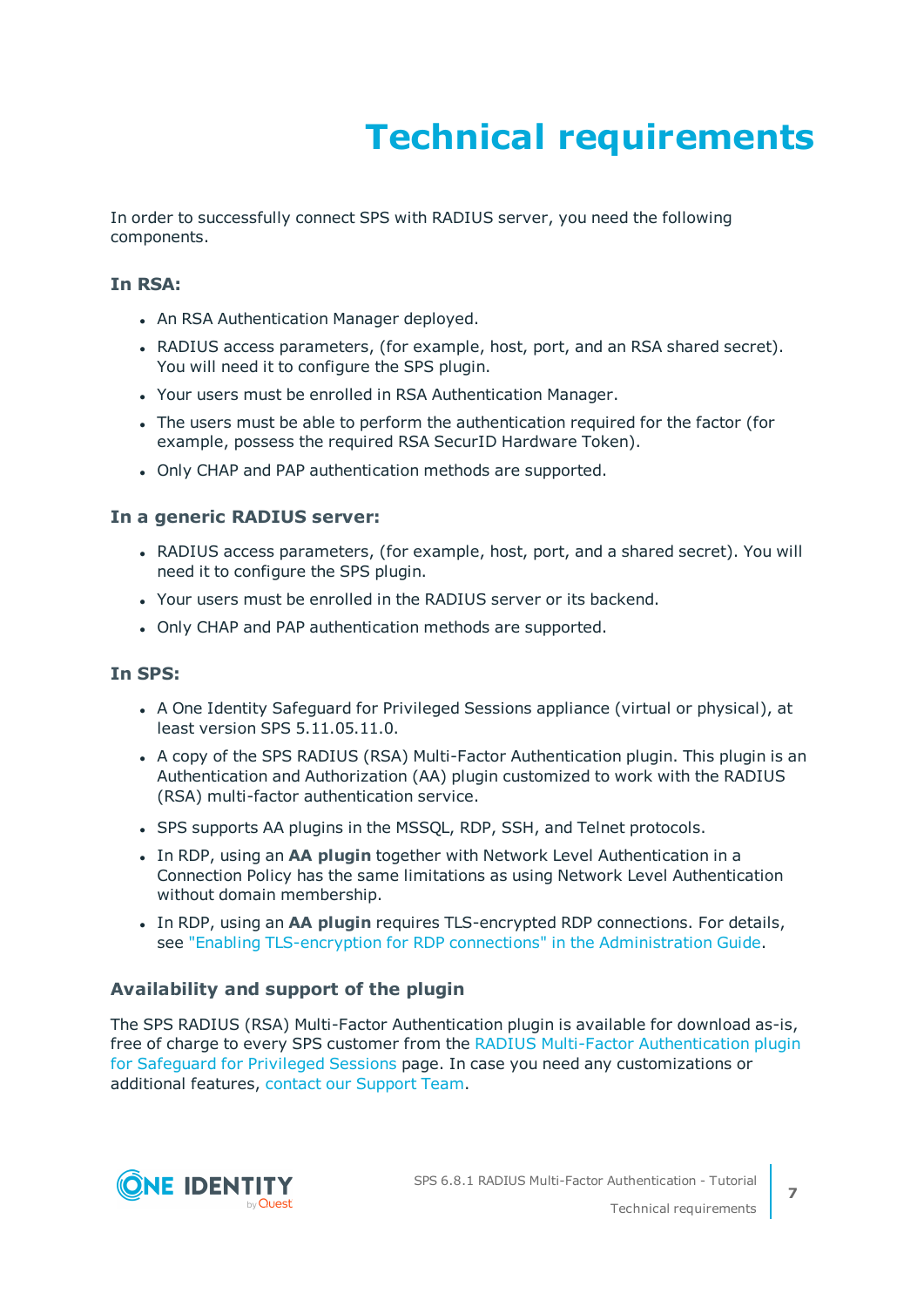# Technical requirements

In order to successfully connect SPS with RADIUS server, you need the following components.

### In RSA:

- An RSA Authentication Manager deployed.
- RADIUS access parameters, (for example, host, port, and an RSA shared secret). You will need it to configure the SPS plugin.
- Your users must be enrolled in RSA Authentication Manager.
- The users must be able to perform the authentication required for the factor (for example, possess the required RSA SecurID Hardware Token).
- Only CHAP and PAP authentication methods are supported.

### In a generic RADIUS server:

- RADIUS access parameters, (for example, host, port, and a shared secret). You will need it to configure the SPS plugin.
- Your users must be enrolled in the RADIUS server or its backend.
- Only CHAP and PAP authentication methods are supported.

### In SPS:

- A One Identity Safeguard for Privileged Sessions appliance (virtual or physical), at least version SPS 5.11.05.11.0.
- A copy of the SPS RADIUS (RSA) Multi-Factor Authentication plugin. This plugin is an Authentication and Authorization (AA) plugin customized to work with the RADIUS (RSA) multi-factor authentication service.
- SPS supports AA plugins in the MSSQL, RDP, SSH, and Telnet protocols.
- In RDP, using an **AA plugin** together with Network Level Authentication in a Connection Policy has the same limitations as using Network Level Authentication without domain membership.
- In RDP, using an **AA plugin** requires TLS-encrypted RDP connections. For details, see "Enabling TLS-encryption for RDP connections" in the Administration Guide.

### Availability and support of the plugin

The SPS RADIUS (RSA) Multi-Factor Authentication plugin is available for download as-is, free of charge to every SPS customer from the RADIUS Multi-Factor Authentication plugin for Safeguard for Privileged Sessions page. In case you need any customizations or additional features, contact our Support Team.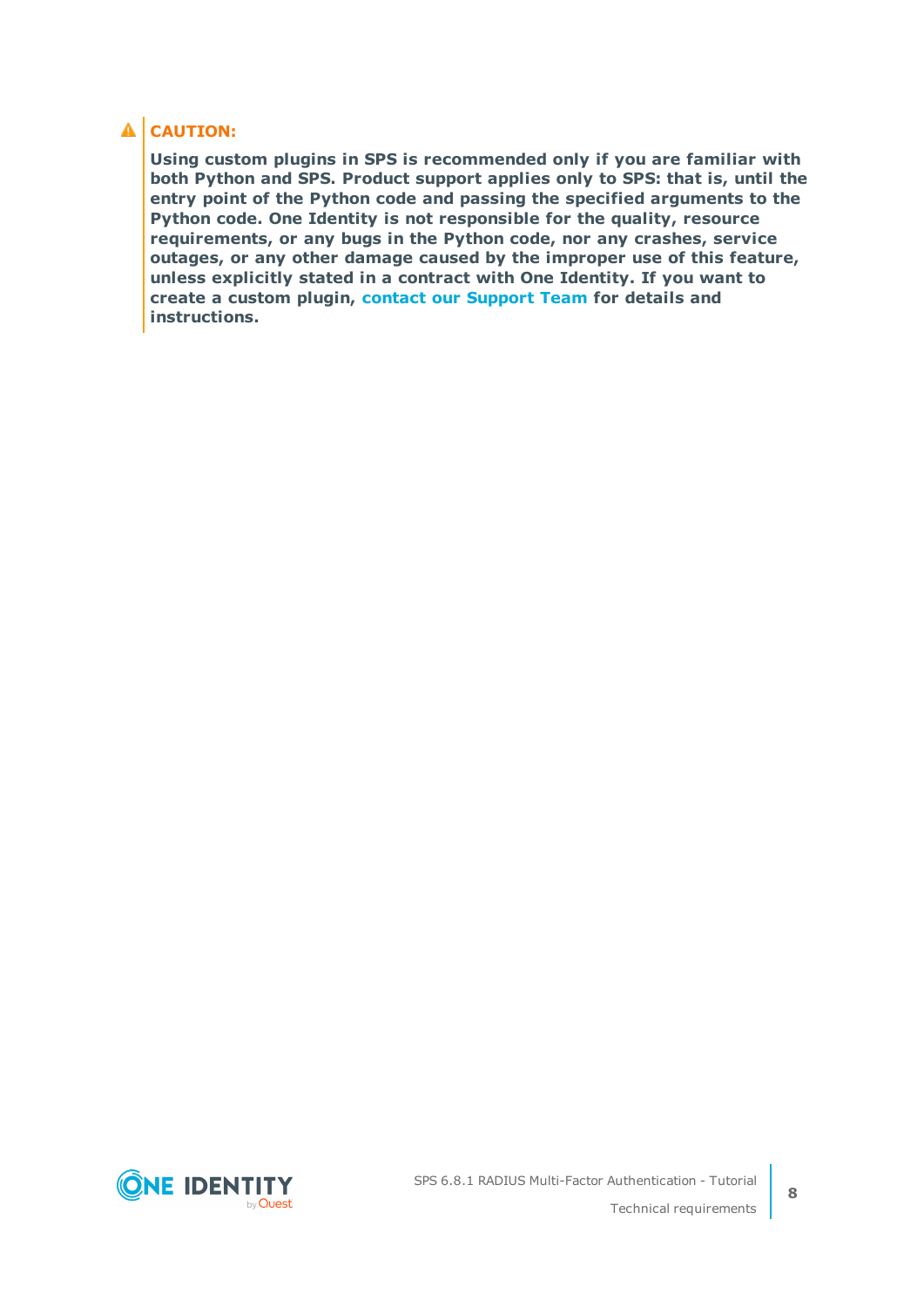**CAUTION:**

**Using custom plugins in SPS is recommended only if you are familiar with both Python and SPS. Product support applies only to SPS: that is, until the entry point of the Python code and passing the specified arguments to the Python code. One Identity is not responsible for the quality, resource requirements, or any bugs in the Python code, nor any crashes, service outages, or any other damage caused by the improper use of this feature, unless explicitly stated in a contract with One Identity. If you want to create a custom plugin, contact our Support Team for details and instructions.**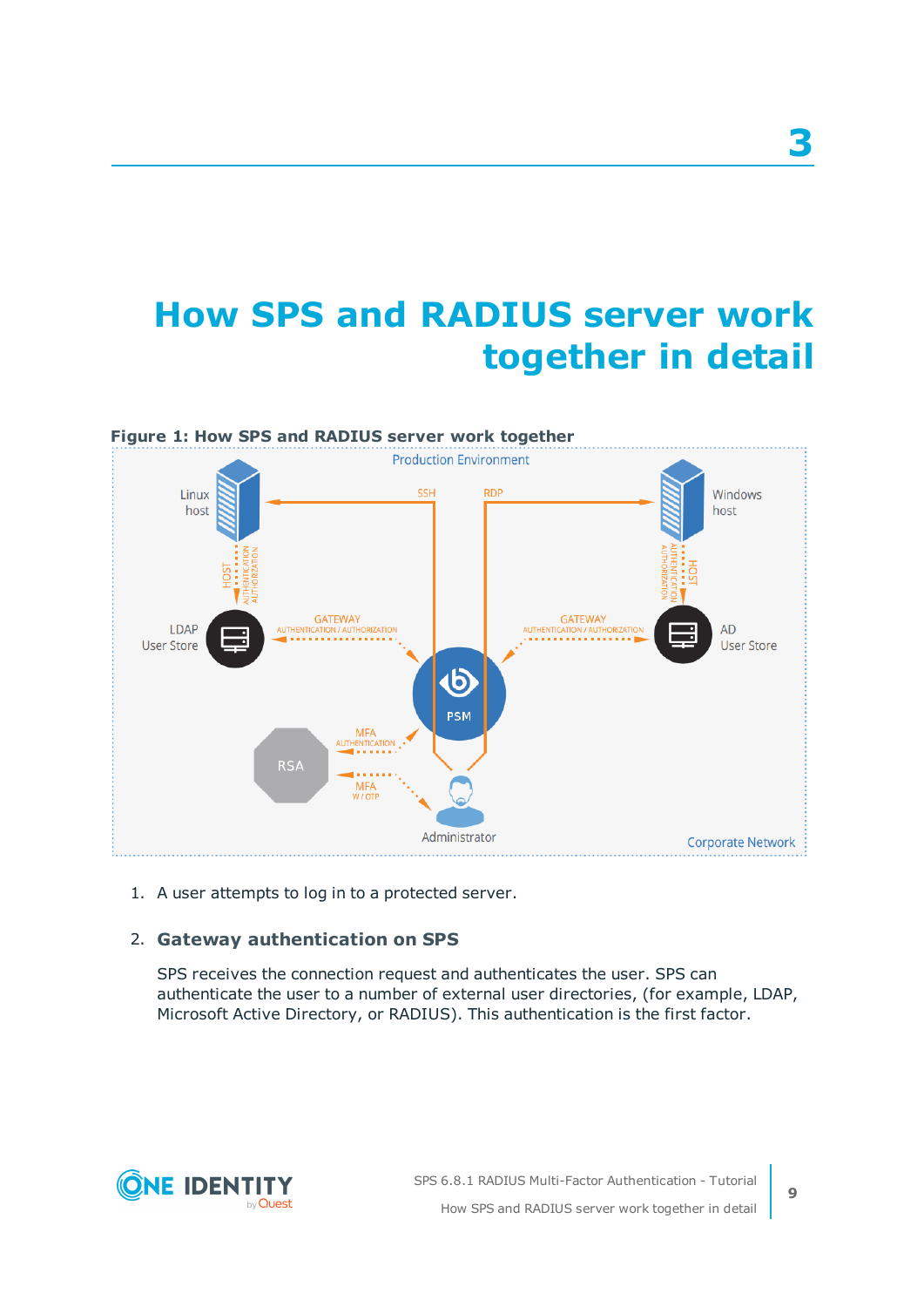# 3

# How SPS and RADIUS server work together in detail

**Figure 1: How SPS and RADIUS server work together**

1. A user attempts to log in to a protected server.

2. **Gateway authentication on SPS**

   SPS receives the connection request and authenticates the user. SPS can authenticate the user to a number of external user directories, (for example, LDAP, Microsoft Active Directory, or RADIUS). This authentication is the first factor.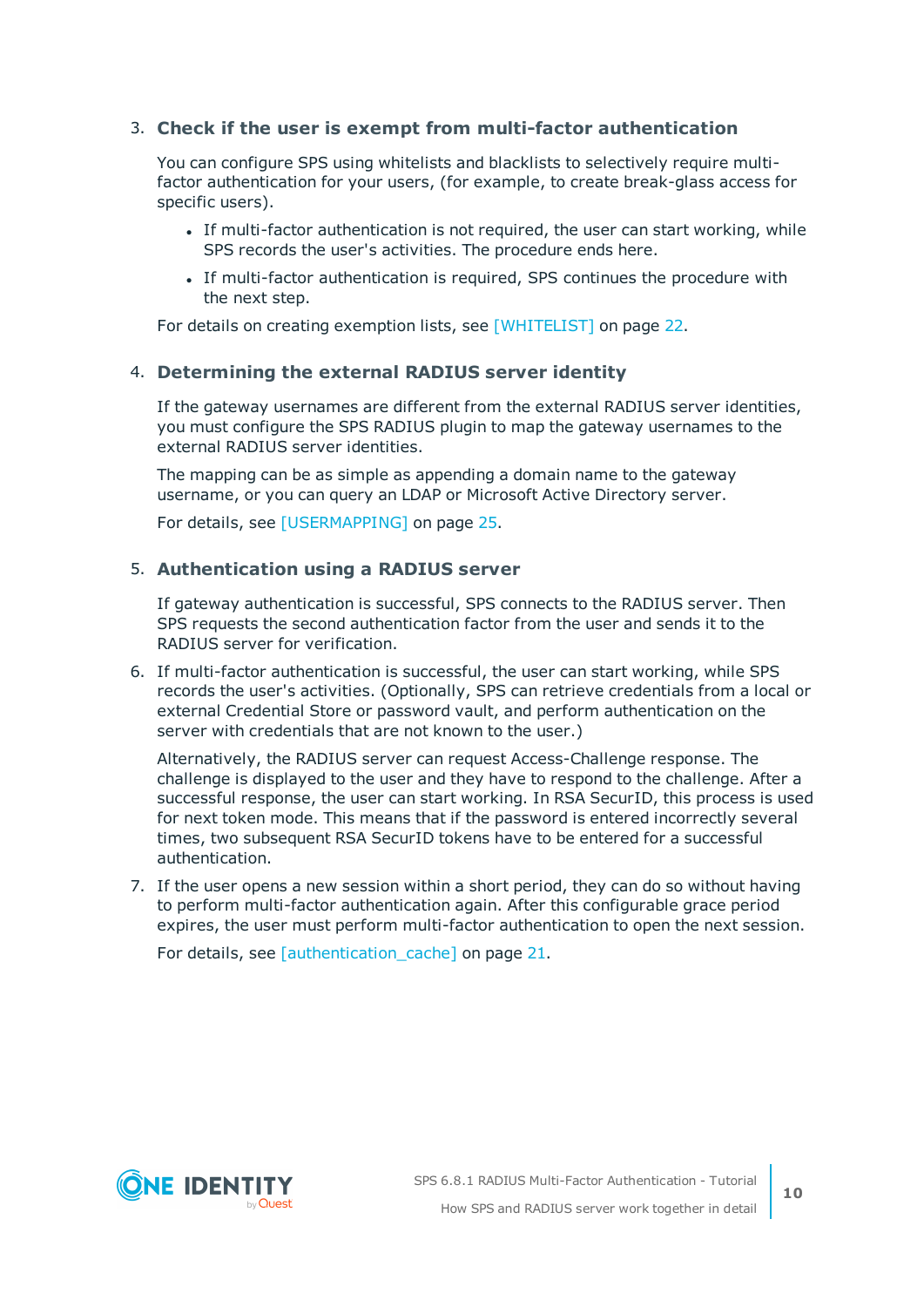3. **Check if the user is exempt from multi-factor authentication**

   You can configure SPS using whitelists and blacklists to selectively require multi-factor authentication for your users, (for example, to create break-glass access for specific users).

   - If multi-factor authentication is not required, the user can start working, while SPS records the user's activities. The procedure ends here.
   - If multi-factor authentication is required, SPS continues the procedure with the next step.

   For details on creating exemption lists, see [WHITELIST] on page 22.

4. **Determining the external RADIUS server identity**

   If the gateway usernames are different from the external RADIUS server identities, you must configure the SPS RADIUS plugin to map the gateway usernames to the external RADIUS server identities.

   The mapping can be as simple as appending a domain name to the gateway username, or you can query an LDAP or Microsoft Active Directory server.

   For details, see [USERMAPPING] on page 25.

5. **Authentication using a RADIUS server**

   If gateway authentication is successful, SPS connects to the RADIUS server. Then SPS requests the second authentication factor from the user and sends it to the RADIUS server for verification.

6. If multi-factor authentication is successful, the user can start working, while SPS records the user's activities. (Optionally, SPS can retrieve credentials from a local or external Credential Store or password vault, and perform authentication on the server with credentials that are not known to the user.)

   Alternatively, the RADIUS server can request Access-Challenge response. The challenge is displayed to the user and they have to respond to the challenge. After a successful response, the user can start working. In RSA SecurID, this process is used for next token mode. This means that if the password is entered incorrectly several times, two subsequent RSA SecurID tokens have to be entered for a successful authentication.

7. If the user opens a new session within a short period, they can do so without having to perform multi-factor authentication again. After this configurable grace period expires, the user must perform multi-factor authentication to open the next session.

   For details, see [authentication_cache] on page 21.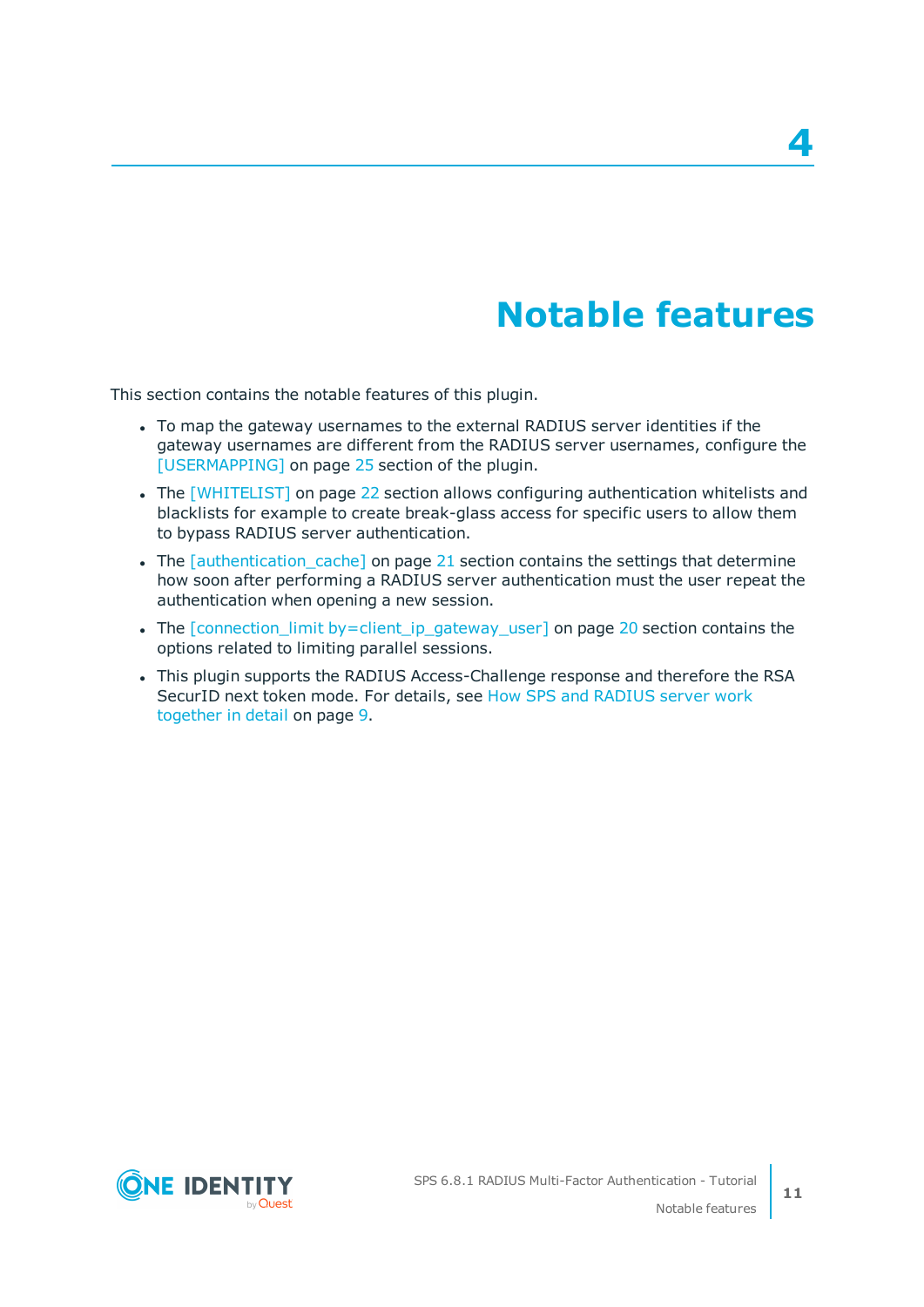# 4 Notable features

This section contains the notable features of this plugin.

- To map the gateway usernames to the external RADIUS server identities if the gateway usernames are different from the RADIUS server usernames, configure the [USERMAPPING] on page 25 section of the plugin.
- The [WHITELIST] on page 22 section allows configuring authentication whitelists and blacklists for example to create break-glass access for specific users to allow them to bypass RADIUS server authentication.
- The [authentication_cache] on page 21 section contains the settings that determine how soon after performing a RADIUS server authentication must the user repeat the authentication when opening a new session.
- The [connection_limit by=client_ip_gateway_user] on page 20 section contains the options related to limiting parallel sessions.
- This plugin supports the RADIUS Access-Challenge response and therefore the RSA SecurID next token mode. For details, see How SPS and RADIUS server work together in detail on page 9.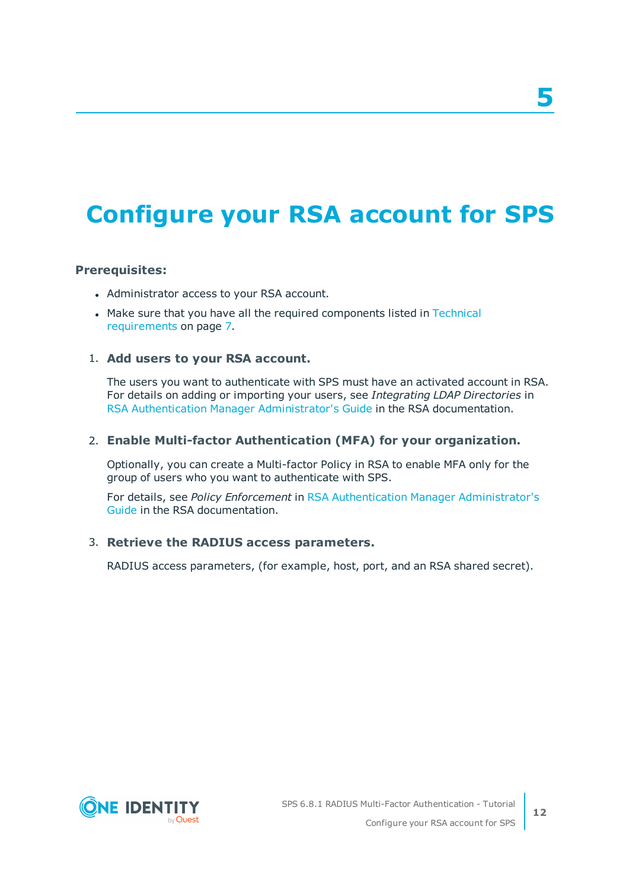# 5

# Configure your RSA account for SPS

**Prerequisites:**

- Administrator access to your RSA account.
- Make sure that you have all the required components listed in Technical requirements on page 7.

1. **Add users to your RSA account.**

   The users you want to authenticate with SPS must have an activated account in RSA. For details on adding or importing your users, see *Integrating LDAP Directories* in RSA Authentication Manager Administrator's Guide in the RSA documentation.

2. **Enable Multi-factor Authentication (MFA) for your organization.**

   Optionally, you can create a Multi-factor Policy in RSA to enable MFA only for the group of users who you want to authenticate with SPS.

   For details, see *Policy Enforcement* in RSA Authentication Manager Administrator's Guide in the RSA documentation.

3. **Retrieve the RADIUS access parameters.**

   RADIUS access parameters, (for example, host, port, and an RSA shared secret).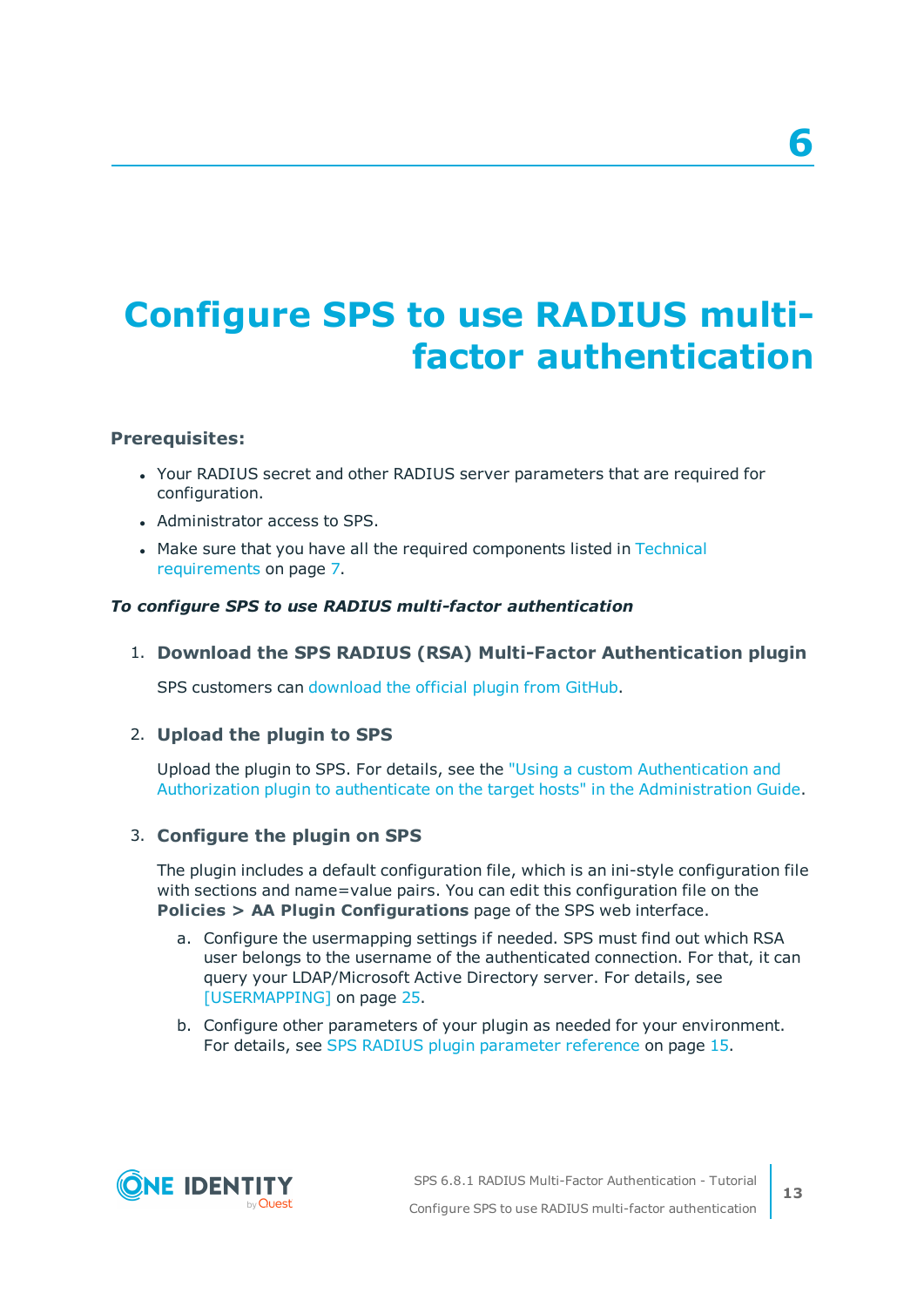# 6

# Configure SPS to use RADIUS multi-factor authentication

**Prerequisites:**

- Your RADIUS secret and other RADIUS server parameters that are required for configuration.
- Administrator access to SPS.
- Make sure that you have all the required components listed in Technical requirements on page 7.

***To configure SPS to use RADIUS multi-factor authentication***

1. **Download the SPS RADIUS (RSA) Multi-Factor Authentication plugin**

   SPS customers can download the official plugin from GitHub.

2. **Upload the plugin to SPS**

   Upload the plugin to SPS. For details, see the "Using a custom Authentication and Authorization plugin to authenticate on the target hosts" in the Administration Guide.

3. **Configure the plugin on SPS**

   The plugin includes a default configuration file, which is an ini-style configuration file with sections and name=value pairs. You can edit this configuration file on the **Policies > AA Plugin Configurations** page of the SPS web interface.

   a. Configure the usermapping settings if needed. SPS must find out which RSA user belongs to the username of the authenticated connection. For that, it can query your LDAP/Microsoft Active Directory server. For details, see [USERMAPPING] on page 25.

   b. Configure other parameters of your plugin as needed for your environment. For details, see SPS RADIUS plugin parameter reference on page 15.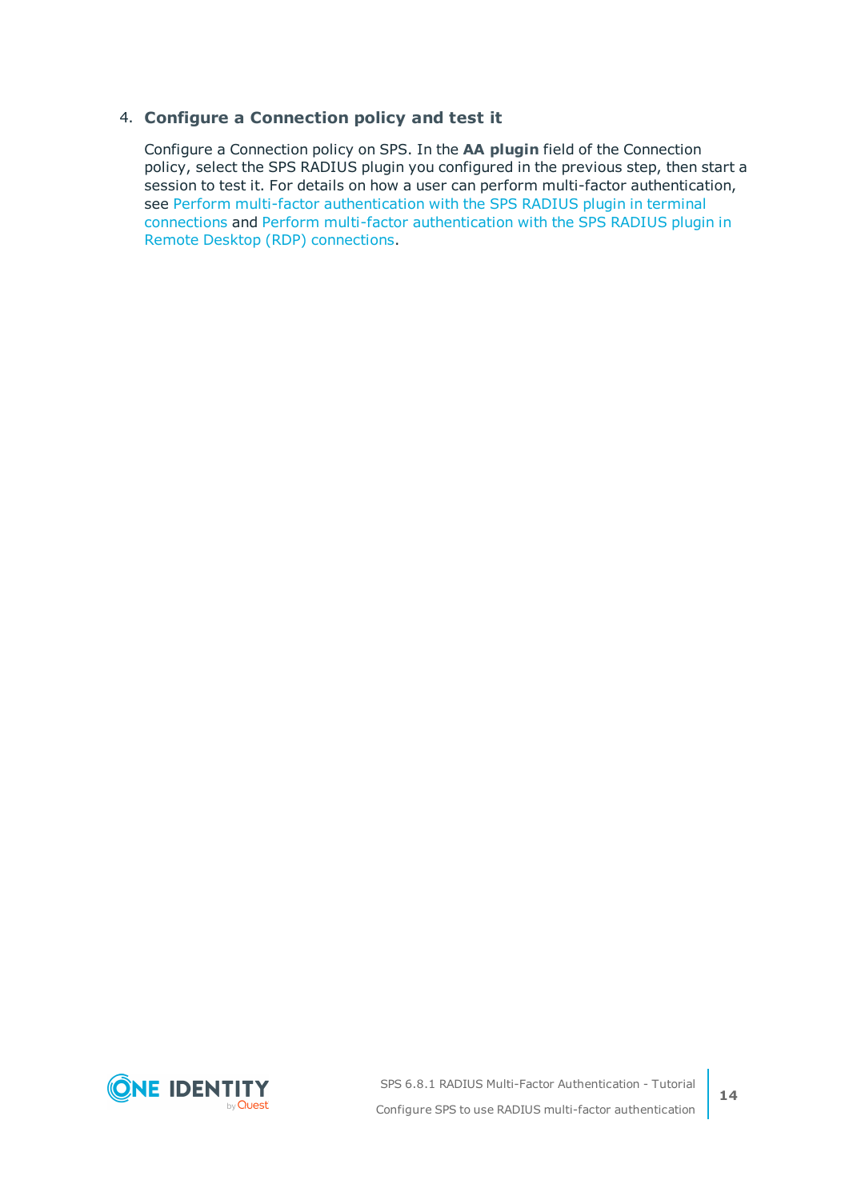4. **Configure a Connection policy and test it**

   Configure a Connection policy on SPS. In the **AA plugin** field of the Connection policy, select the SPS RADIUS plugin you configured in the previous step, then start a session to test it. For details on how a user can perform multi-factor authentication, see Perform multi-factor authentication with the SPS RADIUS plugin in terminal connections and Perform multi-factor authentication with the SPS RADIUS plugin in Remote Desktop (RDP) connections.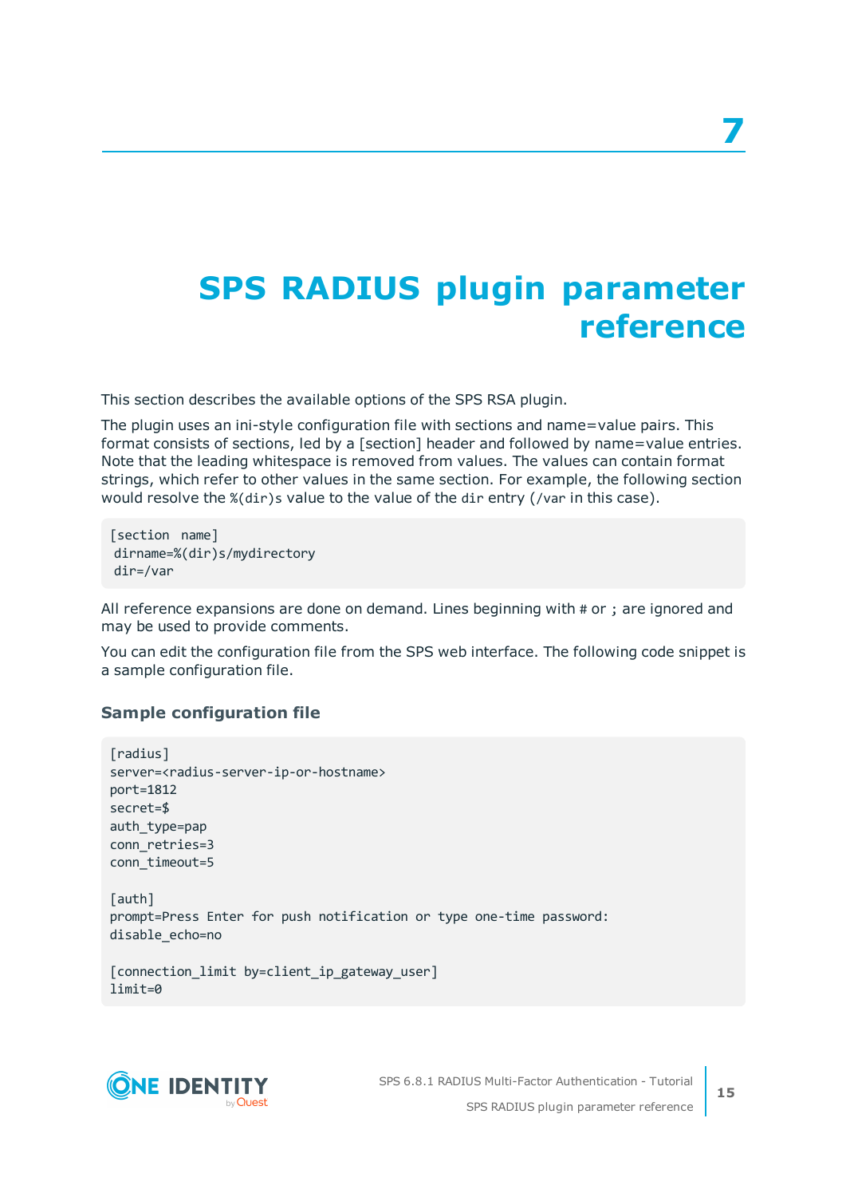# 7

# SPS RADIUS plugin parameter reference

This section describes the available options of the SPS RSA plugin.

The plugin uses an ini-style configuration file with sections and name=value pairs. This format consists of sections, led by a [section] header and followed by name=value entries. Note that the leading whitespace is removed from values. The values can contain format strings, which refer to other values in the same section. For example, the following section would resolve the `%(dir)s` value to the value of the `dir` entry (`/var` in this case).

```
[section  name]
 dirname=%(dir)s/mydirectory
 dir=/var
```

All reference expansions are done on demand. Lines beginning with `#` or `;` are ignored and may be used to provide comments.

You can edit the configuration file from the SPS web interface. The following code snippet is a sample configuration file.

### Sample configuration file

```
[radius]
server=<radius-server-ip-or-hostname>
port=1812
secret=$
auth_type=pap
conn_retries=3
conn_timeout=5

[auth]
prompt=Press Enter for push notification or type one-time password:
disable_echo=no

[connection_limit by=client_ip_gateway_user]
limit=0
```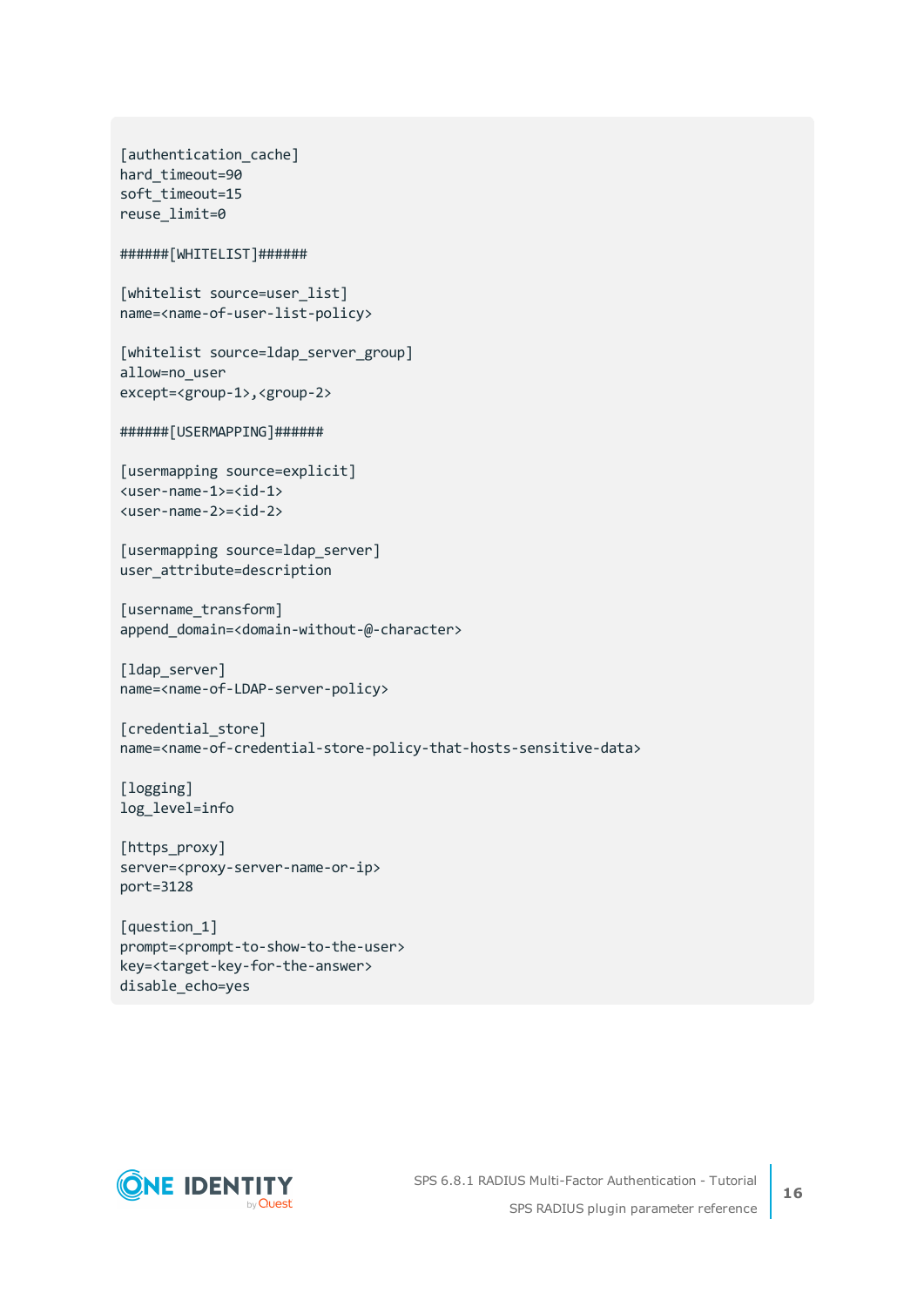```
[authentication_cache]
hard_timeout=90
soft_timeout=15
reuse_limit=0

######[WHITELIST]######

[whitelist source=user_list]
name=<name-of-user-list-policy>

[whitelist source=ldap_server_group]
allow=no_user
except=<group-1>,<group-2>

######[USERMAPPING]######

[usermapping source=explicit]
<user-name-1>=<id-1>
<user-name-2>=<id-2>

[usermapping source=ldap_server]
user_attribute=description

[username_transform]
append_domain=<domain-without-@-character>

[ldap_server]
name=<name-of-LDAP-server-policy>

[credential_store]
name=<name-of-credential-store-policy-that-hosts-sensitive-data>

[logging]
log_level=info

[https_proxy]
server=<proxy-server-name-or-ip>
port=3128

[question_1]
prompt=<prompt-to-show-to-the-user>
key=<target-key-for-the-answer>
disable_echo=yes
```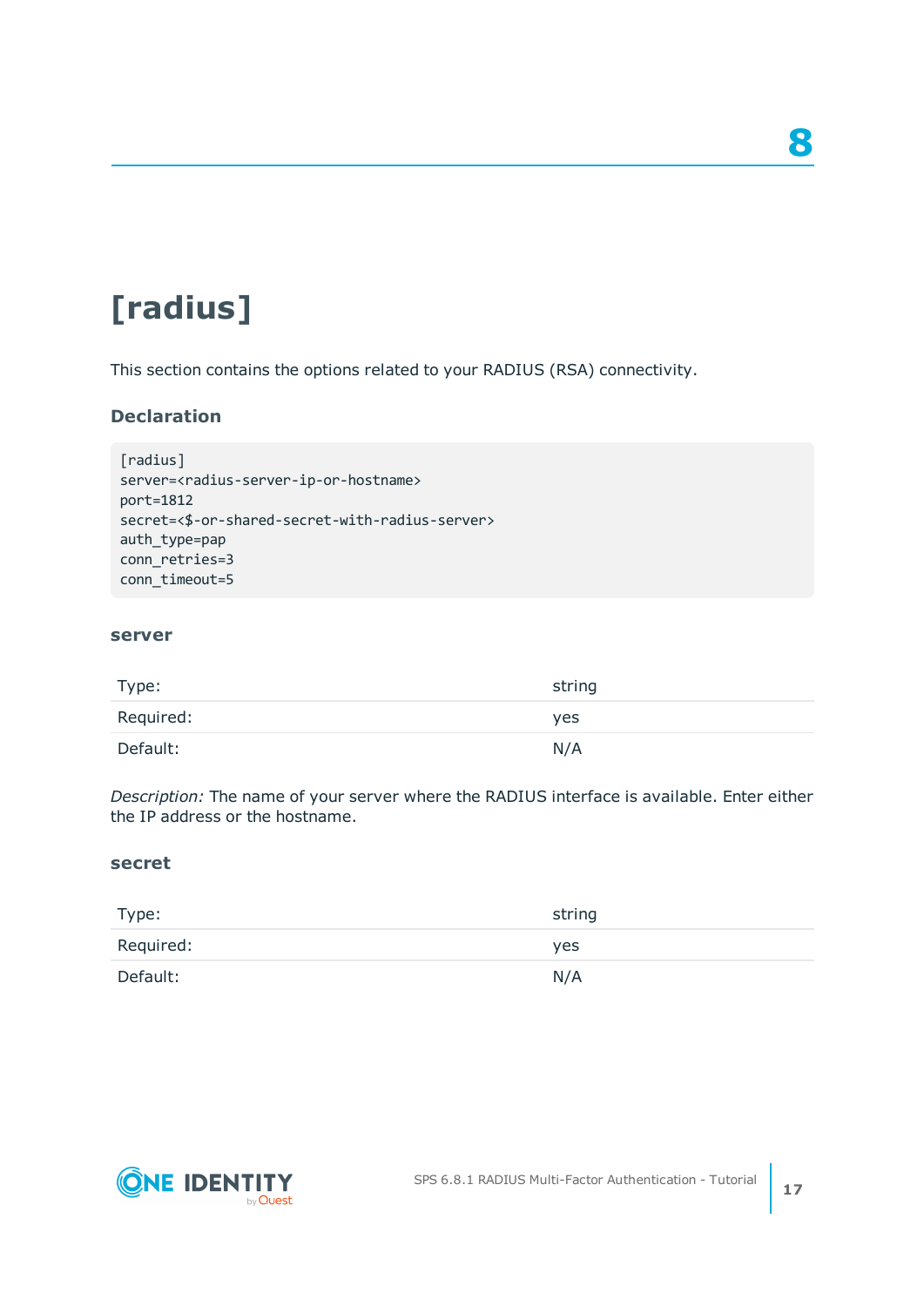# [radius]

This section contains the options related to your RADIUS (RSA) connectivity.

### Declaration

```
[radius]
server=<radius-server-ip-or-hostname>
port=1812
secret=<$-or-shared-secret-with-radius-server>
auth_type=pap
conn_retries=3
conn_timeout=5
```

#### server

| | |
|---|---|
| Type: | string |
| Required: | yes |
| Default: | N/A |

*Description:* The name of your server where the RADIUS interface is available. Enter either the IP address or the hostname.

#### secret

| | |
|---|---|
| Type: | string |
| Required: | yes |
| Default: | N/A |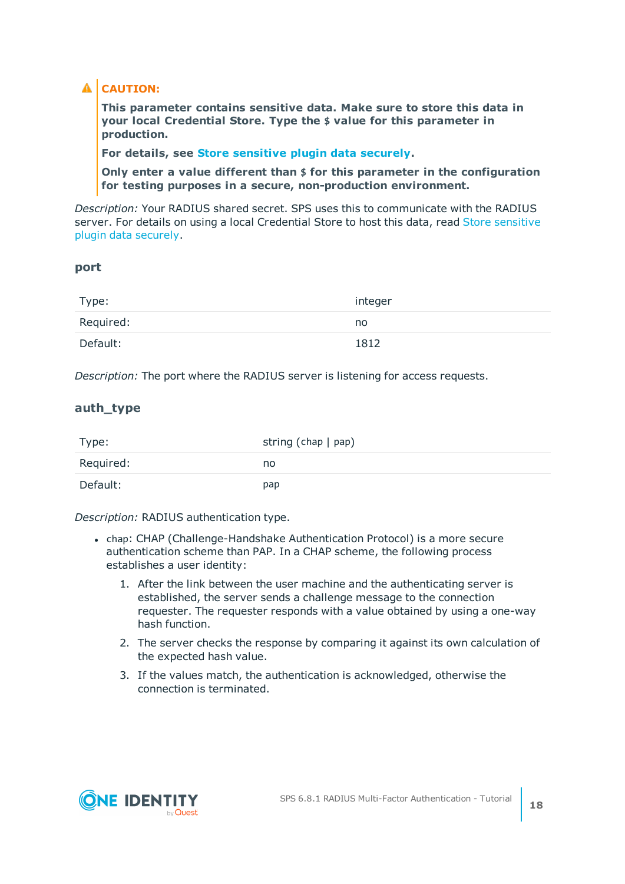> **CAUTION:**
>
> **This parameter contains sensitive data. Make sure to store this data in your local Credential Store. Type the `$` value for this parameter in production.**
>
> **For details, see Store sensitive plugin data securely.**
>
> **Only enter a value different than `$` for this parameter in the configuration for testing purposes in a secure, non-production environment.**

*Description:* Your RADIUS shared secret. SPS uses this to communicate with the RADIUS server. For details on using a local Credential Store to host this data, read Store sensitive plugin data securely.

### port

| | |
|---|---|
| Type: | integer |
| Required: | no |
| Default: | 1812 |

*Description:* The port where the RADIUS server is listening for access requests.

### auth_type

| | |
|---|---|
| Type: | string (`chap` \| `pap`) |
| Required: | no |
| Default: | `pap` |

*Description:* RADIUS authentication type.

- `chap`: CHAP (Challenge-Handshake Authentication Protocol) is a more secure authentication scheme than PAP. In a CHAP scheme, the following process establishes a user identity:

  1. After the link between the user machine and the authenticating server is established, the server sends a challenge message to the connection requester. The requester responds with a value obtained by using a one-way hash function.
  2. The server checks the response by comparing it against its own calculation of the expected hash value.
  3. If the values match, the authentication is acknowledged, otherwise the connection is terminated.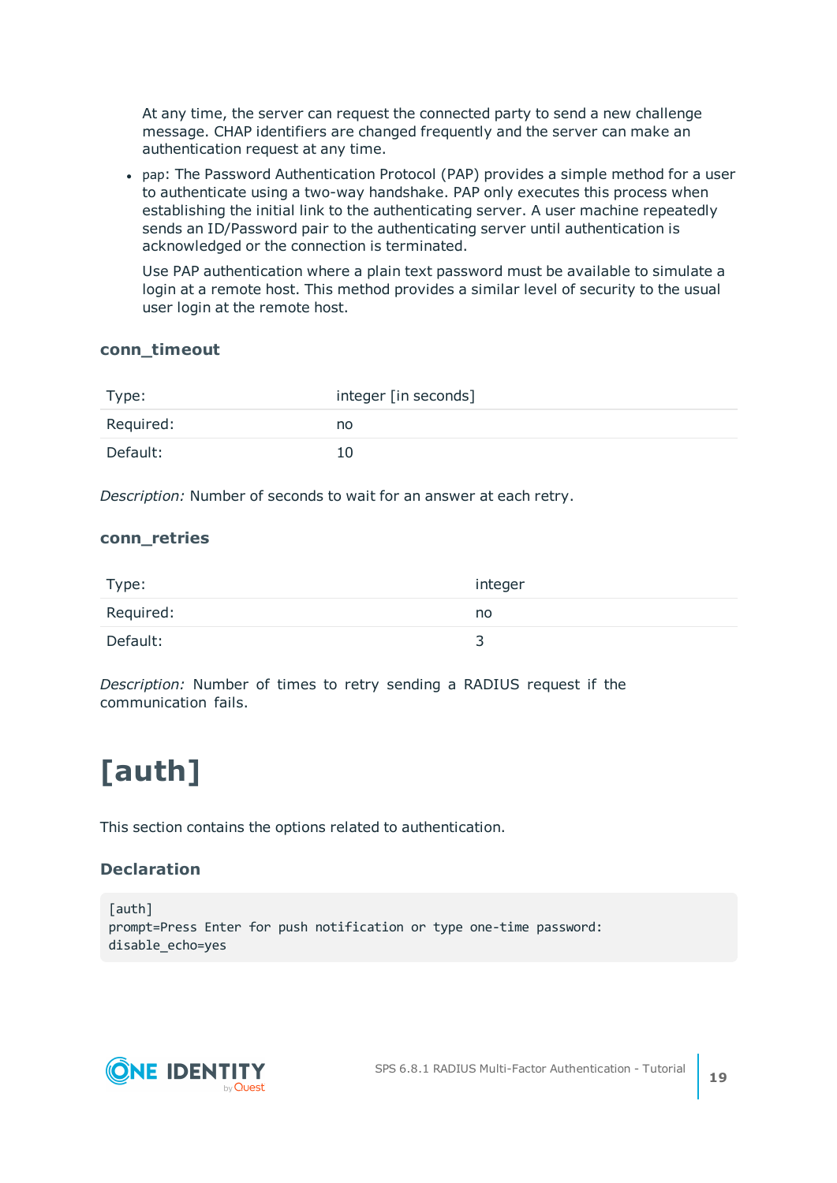At any time, the server can request the connected party to send a new challenge message. CHAP identifiers are changed frequently and the server can make an authentication request at any time.

- `pap`: The Password Authentication Protocol (PAP) provides a simple method for a user to authenticate using a two-way handshake. PAP only executes this process when establishing the initial link to the authenticating server. A user machine repeatedly sends an ID/Password pair to the authenticating server until authentication is acknowledged or the connection is terminated.

  Use PAP authentication where a plain text password must be available to simulate a login at a remote host. This method provides a similar level of security to the usual user login at the remote host.

### conn_timeout

| Type: | integer [in seconds] |
|---|---|
| Required: | no |
| Default: | 10 |

*Description:* Number of seconds to wait for an answer at each retry.

### conn_retries

| Type: | integer |
|---|---|
| Required: | no |
| Default: | 3 |

*Description:* Number of times to retry sending a RADIUS request if the communication fails.

# [auth]

This section contains the options related to authentication.

### Declaration

```
[auth]
prompt=Press Enter for push notification or type one-time password:
disable_echo=yes
```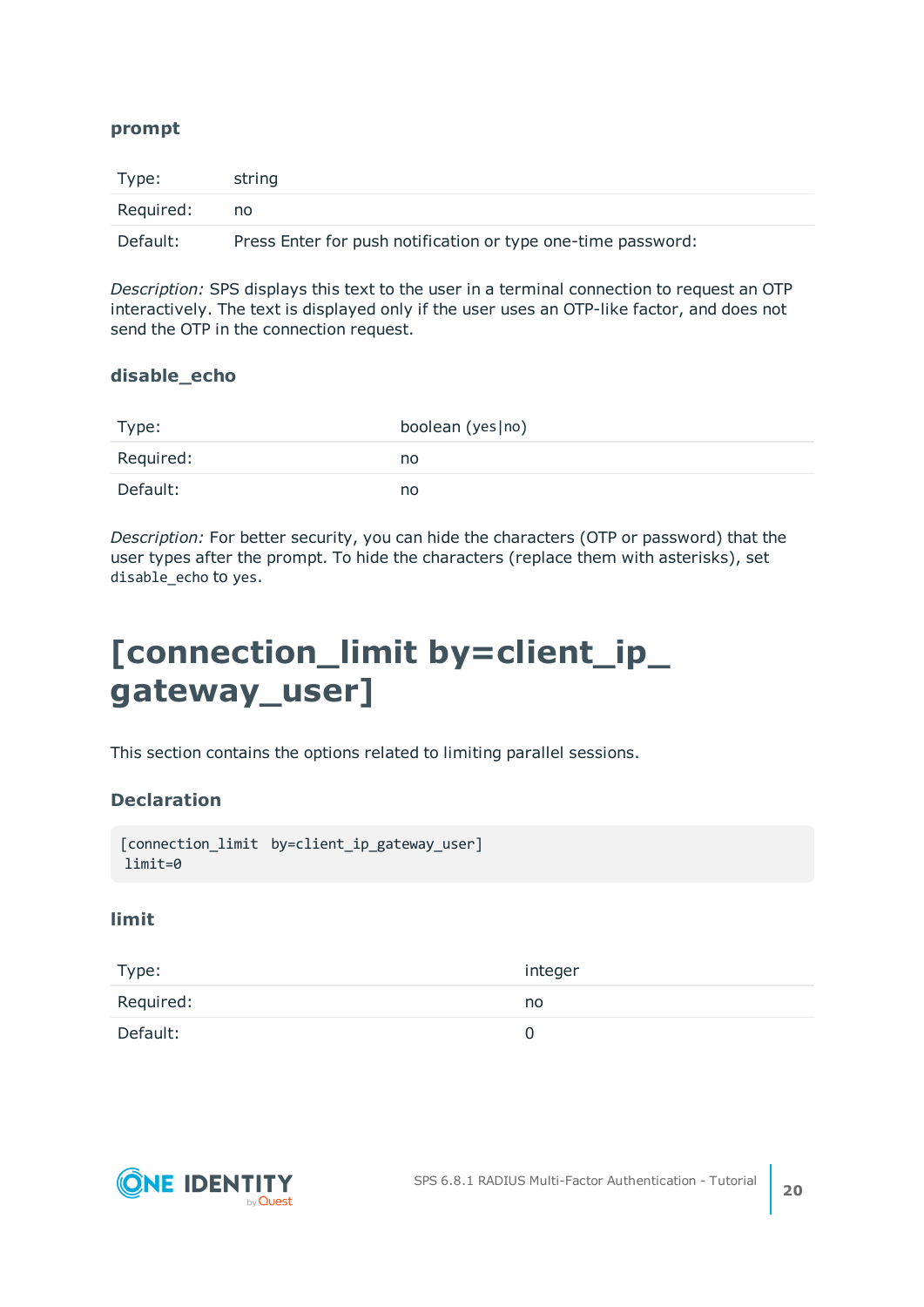### prompt

| Type: | string |
|---|---|
| Required: | no |
| Default: | Press Enter for push notification or type one-time password: |

*Description:* SPS displays this text to the user in a terminal connection to request an OTP interactively. The text is displayed only if the user uses an OTP-like factor, and does not send the OTP in the connection request.

### disable_echo

| Type: | boolean (yes\|no) |
|---|---|
| Required: | no |
| Default: | no |

*Description:* For better security, you can hide the characters (OTP or password) that the user types after the prompt. To hide the characters (replace them with asterisks), set `disable_echo` to `yes`.

# [connection_limit by=client_ip_gateway_user]

This section contains the options related to limiting parallel sessions.

### Declaration

```
[connection_limit  by=client_ip_gateway_user]
 limit=0
```

### limit

| Type: | integer |
|---|---|
| Required: | no |
| Default: | 0 |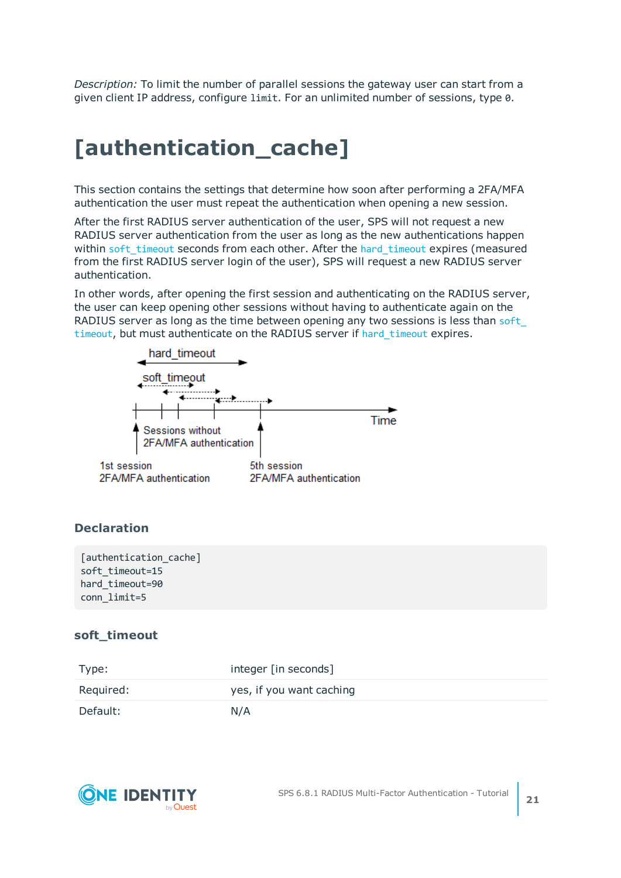*Description:* To limit the number of parallel sessions the gateway user can start from a given client IP address, configure `limit`. For an unlimited number of sessions, type `0`.

# [authentication_cache]

This section contains the settings that determine how soon after performing a 2FA/MFA authentication the user must repeat the authentication when opening a new session.

After the first RADIUS server authentication of the user, SPS will not request a new RADIUS server authentication from the user as long as the new authentications happen within `soft_timeout` seconds from each other. After the `hard_timeout` expires (measured from the first RADIUS server login of the user), SPS will request a new RADIUS server authentication.

In other words, after opening the first session and authenticating on the RADIUS server, the user can keep opening other sessions without having to authenticate again on the RADIUS server as long as the time between opening any two sessions is less than `soft_timeout`, but must authenticate on the RADIUS server if `hard_timeout` expires.

## Declaration

```
[authentication_cache]
soft_timeout=15
hard_timeout=90
conn_limit=5
```

### soft_timeout

| | |
|---|---|
| Type: | integer [in seconds] |
| Required: | yes, if you want caching |
| Default: | N/A |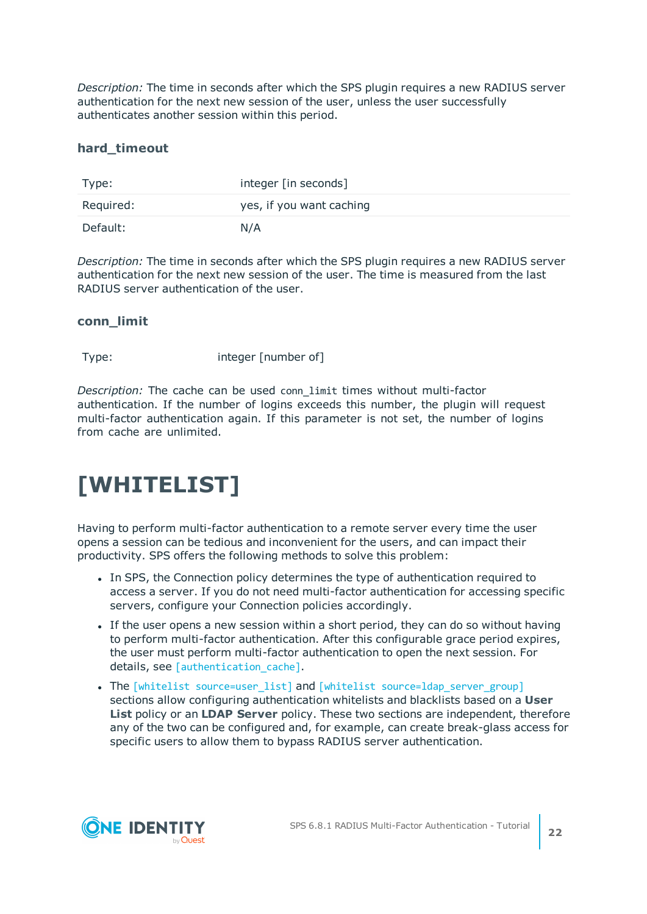*Description:* The time in seconds after which the SPS plugin requires a new RADIUS server authentication for the next new session of the user, unless the user successfully authenticates another session within this period.

### hard_timeout

| | |
|---|---|
| Type: | integer [in seconds] |
| Required: | yes, if you want caching |
| Default: | N/A |

*Description:* The time in seconds after which the SPS plugin requires a new RADIUS server authentication for the next new session of the user. The time is measured from the last RADIUS server authentication of the user.

### conn_limit

| | |
|---|---|
| Type: | integer [number of] |

*Description:* The cache can be used `conn_limit` times without multi-factor authentication. If the number of logins exceeds this number, the plugin will request multi-factor authentication again. If this parameter is not set, the number of logins from cache are unlimited.

# [WHITELIST]

Having to perform multi-factor authentication to a remote server every time the user opens a session can be tedious and inconvenient for the users, and can impact their productivity. SPS offers the following methods to solve this problem:

- In SPS, the Connection policy determines the type of authentication required to access a server. If you do not need multi-factor authentication for accessing specific servers, configure your Connection policies accordingly.
- If the user opens a new session within a short period, they can do so without having to perform multi-factor authentication. After this configurable grace period expires, the user must perform multi-factor authentication to open the next session. For details, see `[authentication_cache]`.
- The `[whitelist source=user_list]` and `[whitelist source=ldap_server_group]` sections allow configuring authentication whitelists and blacklists based on a **User List** policy or an **LDAP Server** policy. These two sections are independent, therefore any of the two can be configured and, for example, can create break-glass access for specific users to allow them to bypass RADIUS server authentication.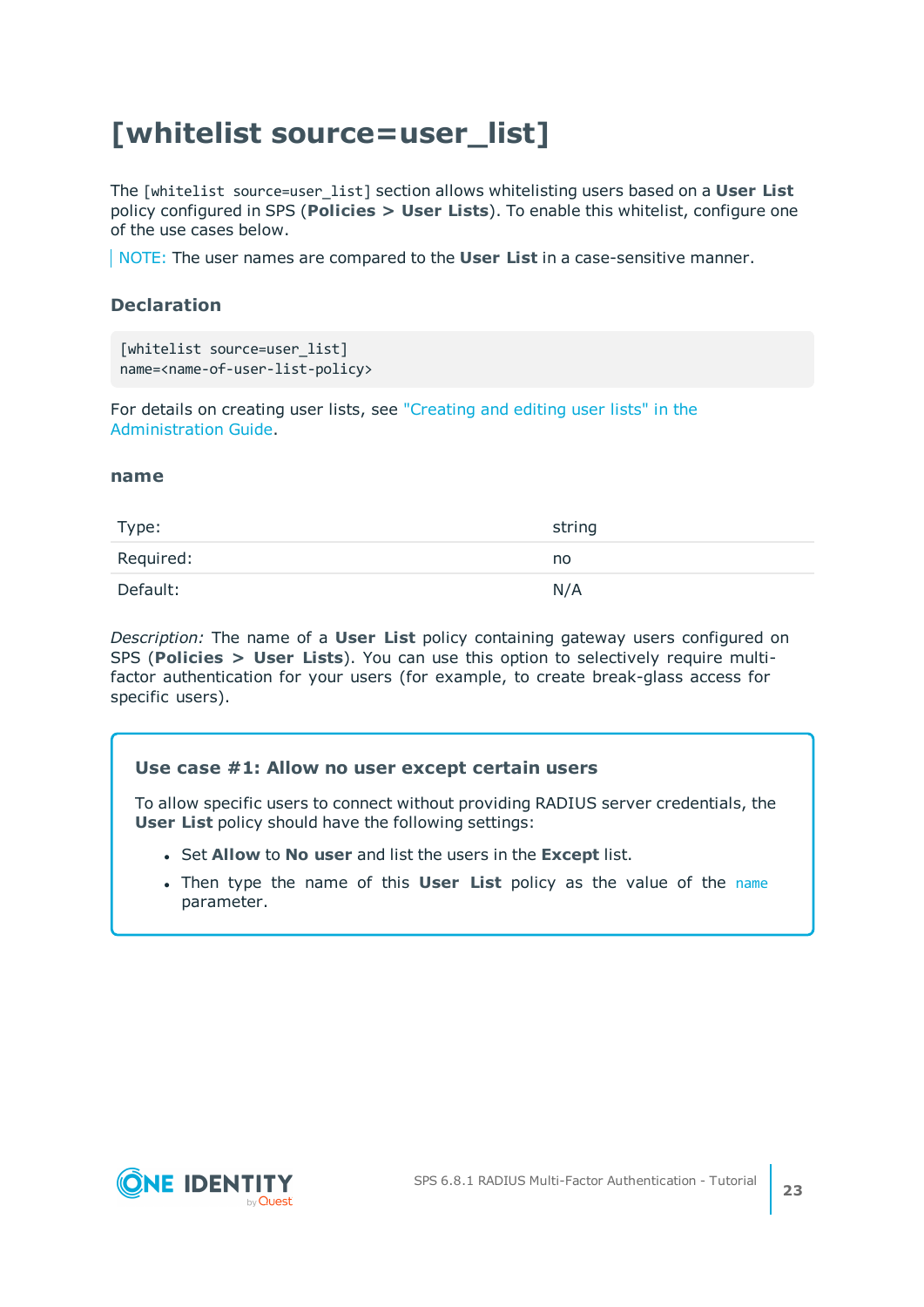# [whitelist source=user_list]

The `[whitelist source=user_list]` section allows whitelisting users based on a **User List** policy configured in SPS (**Policies > User Lists**). To enable this whitelist, configure one of the use cases below.

> NOTE: The user names are compared to the **User List** in a case-sensitive manner.

### Declaration

```
[whitelist source=user_list]
name=<name-of-user-list-policy>
```

For details on creating user lists, see "Creating and editing user lists" in the Administration Guide.

#### name

| | |
|---|---|
| Type: | string |
| Required: | no |
| Default: | N/A |

*Description:* The name of a **User List** policy containing gateway users configured on SPS (**Policies > User Lists**). You can use this option to selectively require multi-factor authentication for your users (for example, to create break-glass access for specific users).

**Use case #1: Allow no user except certain users**

To allow specific users to connect without providing RADIUS server credentials, the **User List** policy should have the following settings:

- Set **Allow** to **No user** and list the users in the **Except** list.
- Then type the name of this **User List** policy as the value of the `name` parameter.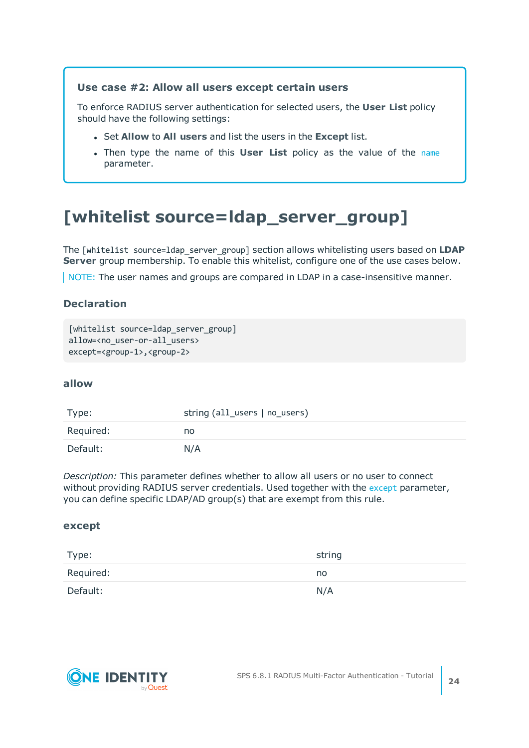**Use case #2: Allow all users except certain users**

To enforce RADIUS server authentication for selected users, the **User List** policy should have the following settings:

- Set **Allow** to **All users** and list the users in the **Except** list.
- Then type the name of this **User List** policy as the value of the `name` parameter.

# [whitelist source=ldap_server_group]

The `[whitelist source=ldap_server_group]` section allows whitelisting users based on **LDAP Server** group membership. To enable this whitelist, configure one of the use cases below.

NOTE: The user names and groups are compared in LDAP in a case-insensitive manner.

### Declaration

```
[whitelist source=ldap_server_group]
allow=<no_user-or-all_users>
except=<group-1>,<group-2>
```

### allow

| | |
|---|---|
| Type: | string (`all_users` \| `no_users`) |
| Required: | no |
| Default: | N/A |

*Description:* This parameter defines whether to allow all users or no user to connect without providing RADIUS server credentials. Used together with the `except` parameter, you can define specific LDAP/AD group(s) that are exempt from this rule.

### except

| | |
|---|---|
| Type: | string |
| Required: | no |
| Default: | N/A |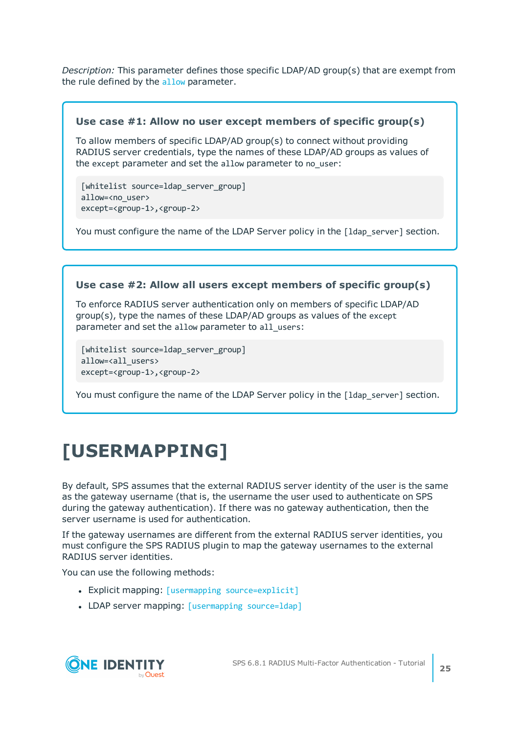*Description:* This parameter defines those specific LDAP/AD group(s) that are exempt from the rule defined by the `allow` parameter.

### Use case #1: Allow no user except members of specific group(s)

To allow members of specific LDAP/AD group(s) to connect without providing RADIUS server credentials, type the names of these LDAP/AD groups as values of the `except` parameter and set the `allow` parameter to `no_user`:

```
[whitelist source=ldap_server_group]
allow=<no_user>
except=<group-1>,<group-2>
```

You must configure the name of the LDAP Server policy in the `[ldap_server]` section.

### Use case #2: Allow all users except members of specific group(s)

To enforce RADIUS server authentication only on members of specific LDAP/AD group(s), type the names of these LDAP/AD groups as values of the `except` parameter and set the `allow` parameter to `all_users`:

```
[whitelist source=ldap_server_group]
allow=<all_users>
except=<group-1>,<group-2>
```

You must configure the name of the LDAP Server policy in the `[ldap_server]` section.

# [USERMAPPING]

By default, SPS assumes that the external RADIUS server identity of the user is the same as the gateway username (that is, the username the user used to authenticate on SPS during the gateway authentication). If there was no gateway authentication, then the server username is used for authentication.

If the gateway usernames are different from the external RADIUS server identities, you must configure the SPS RADIUS plugin to map the gateway usernames to the external RADIUS server identities.

You can use the following methods:

- Explicit mapping: `[usermapping source=explicit]`
- LDAP server mapping: `[usermapping source=ldap]`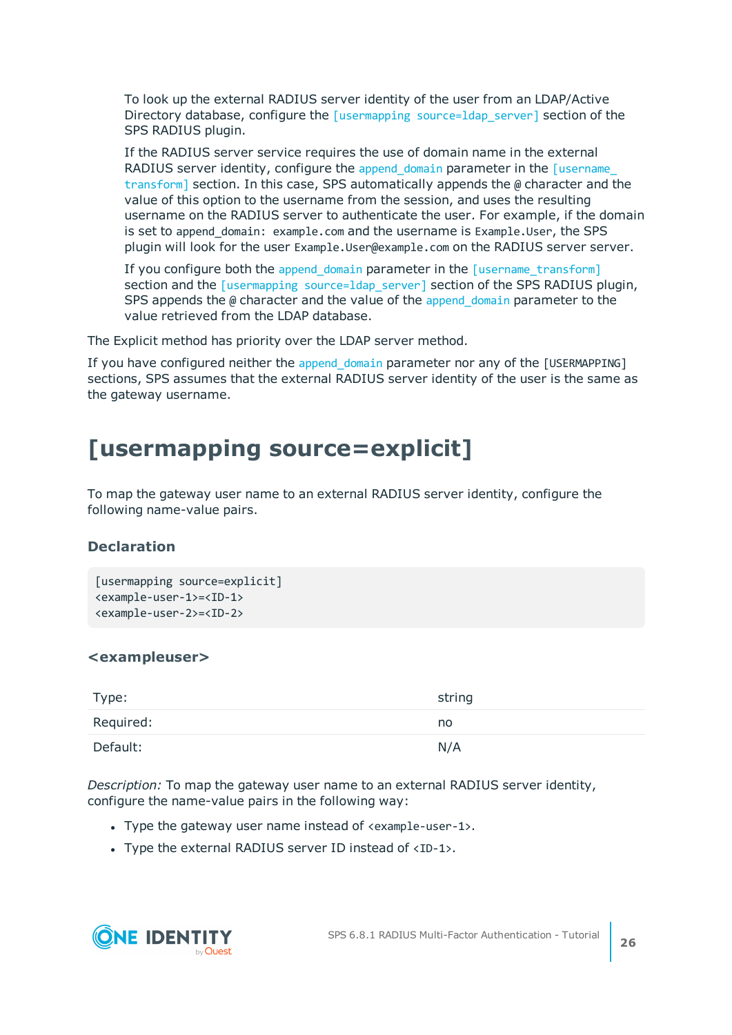To look up the external RADIUS server identity of the user from an LDAP/Active Directory database, configure the `[usermapping source=ldap_server]` section of the SPS RADIUS plugin.

If the RADIUS server service requires the use of domain name in the external RADIUS server identity, configure the `append_domain` parameter in the `[username_transform]` section. In this case, SPS automatically appends the `@` character and the value of this option to the username from the session, and uses the resulting username on the RADIUS server to authenticate the user. For example, if the domain is set to `append_domain: example.com` and the username is `Example.User`, the SPS plugin will look for the user `Example.User@example.com` on the RADIUS server server.

If you configure both the `append_domain` parameter in the `[username_transform]` section and the `[usermapping source=ldap_server]` section of the SPS RADIUS plugin, SPS appends the `@` character and the value of the `append_domain` parameter to the value retrieved from the LDAP database.

The Explicit method has priority over the LDAP server method.

If you have configured neither the `append_domain` parameter nor any of the `[USERMAPPING]` sections, SPS assumes that the external RADIUS server identity of the user is the same as the gateway username.

# [usermapping source=explicit]

To map the gateway user name to an external RADIUS server identity, configure the following name-value pairs.

### Declaration

```
[usermapping source=explicit]
<example-user-1>=<ID-1>
<example-user-2>=<ID-2>
```

### <exampleuser>

| | |
|---|---|
| Type: | string |
| Required: | no |
| Default: | N/A |

*Description:* To map the gateway user name to an external RADIUS server identity, configure the name-value pairs in the following way:

- Type the gateway user name instead of `<example-user-1>`.
- Type the external RADIUS server ID instead of `<ID-1>`.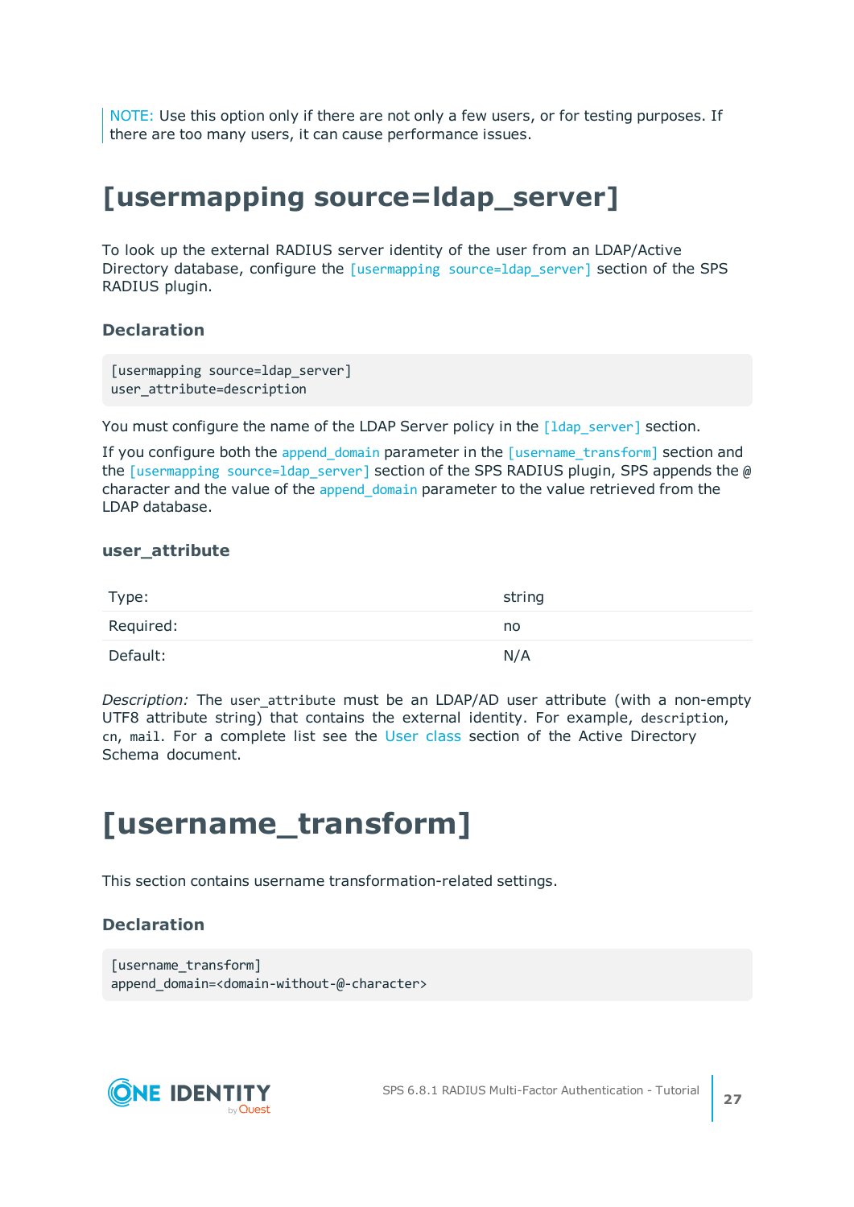NOTE: Use this option only if there are not only a few users, or for testing purposes. If there are too many users, it can cause performance issues.

# [usermapping source=ldap_server]

To look up the external RADIUS server identity of the user from an LDAP/Active Directory database, configure the `[usermapping source=ldap_server]` section of the SPS RADIUS plugin.

### Declaration

```
[usermapping source=ldap_server]
user_attribute=description
```

You must configure the name of the LDAP Server policy in the `[ldap_server]` section.

If you configure both the `append_domain` parameter in the `[username_transform]` section and the `[usermapping source=ldap_server]` section of the SPS RADIUS plugin, SPS appends the `@` character and the value of the `append_domain` parameter to the value retrieved from the LDAP database.

### user_attribute

| | |
|---|---|
| Type: | string |
| Required: | no |
| Default: | N/A |

*Description:* The `user_attribute` must be an LDAP/AD user attribute (with a non-empty UTF8 attribute string) that contains the external identity. For example, `description`, `cn`, `mail`. For a complete list see the User class section of the Active Directory Schema document.

# [username_transform]

This section contains username transformation-related settings.

### Declaration

```
[username_transform]
append_domain=<domain-without-@-character>
```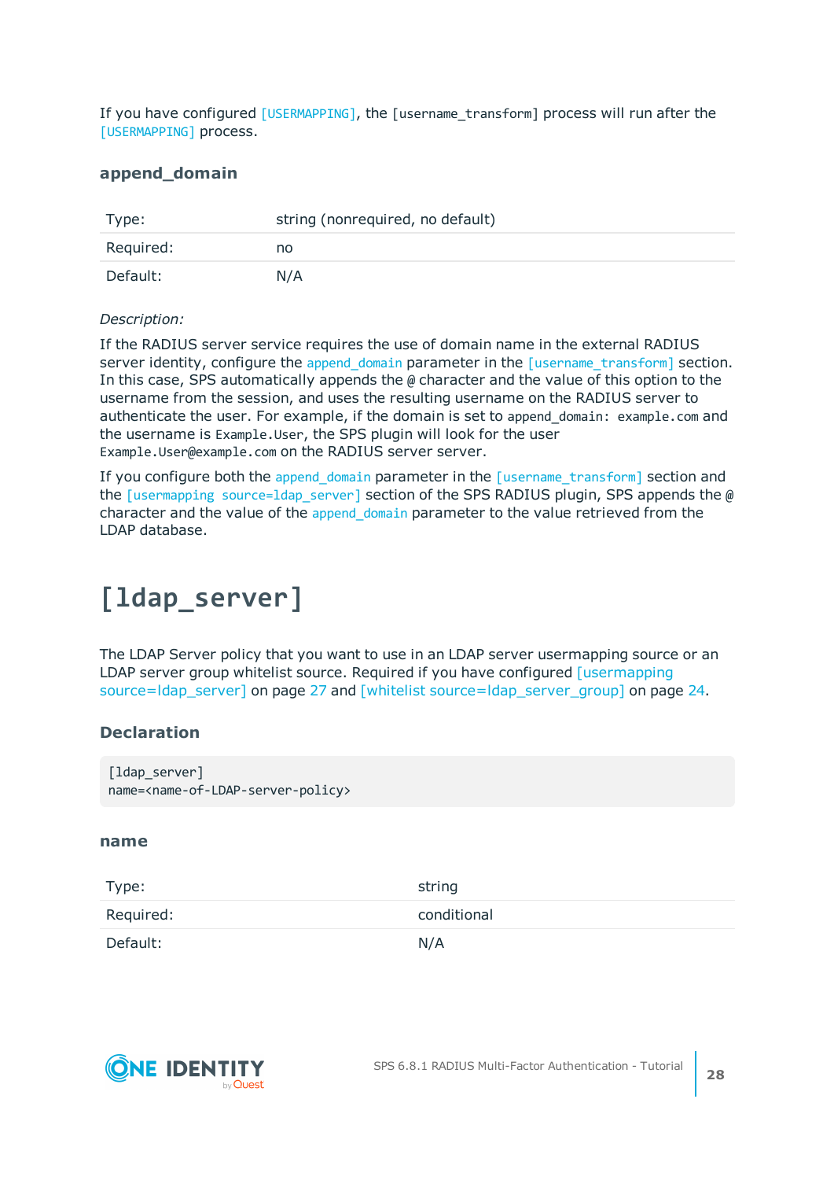If you have configured [USERMAPPING], the [username_transform] process will run after the [USERMAPPING] process.

### append_domain

| Type: | string (nonrequired, no default) |
|---|---|
| Required: | no |
| Default: | N/A |

*Description:*

If the RADIUS server service requires the use of domain name in the external RADIUS server identity, configure the append_domain parameter in the [username_transform] section. In this case, SPS automatically appends the @ character and the value of this option to the username from the session, and uses the resulting username on the RADIUS server to authenticate the user. For example, if the domain is set to append_domain: example.com and the username is Example.User, the SPS plugin will look for the user Example.User@example.com on the RADIUS server server.

If you configure both the append_domain parameter in the [username_transform] section and the [usermapping source=ldap_server] section of the SPS RADIUS plugin, SPS appends the @ character and the value of the append_domain parameter to the value retrieved from the LDAP database.

# [ldap_server]

The LDAP Server policy that you want to use in an LDAP server usermapping source or an LDAP server group whitelist source. Required if you have configured [usermapping source=ldap_server] on page 27 and [whitelist source=ldap_server_group] on page 24.

### Declaration

```
[ldap_server]
name=<name-of-LDAP-server-policy>
```

### name

| Type: | string |
|---|---|
| Required: | conditional |
| Default: | N/A |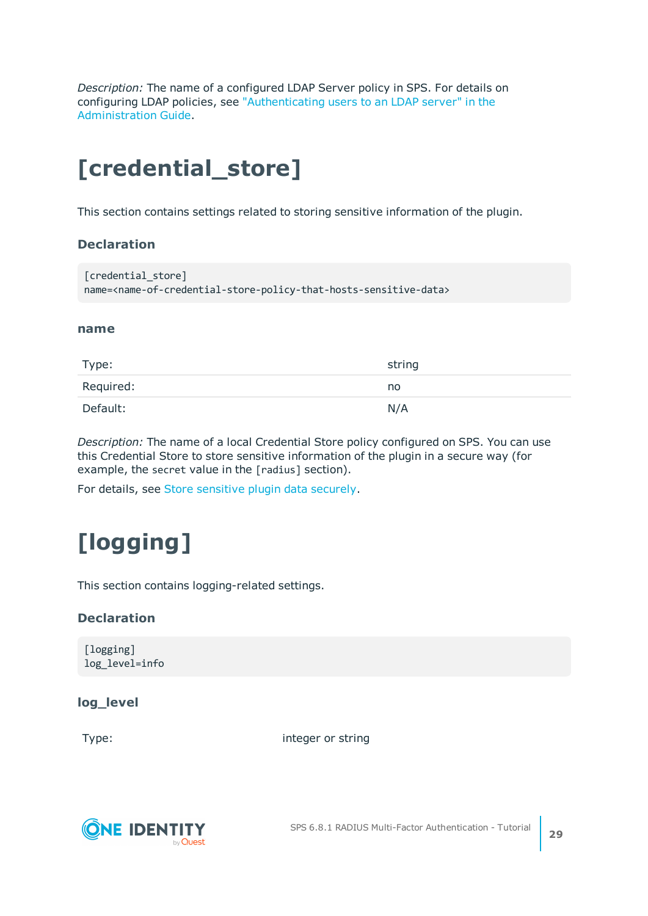*Description:* The name of a configured LDAP Server policy in SPS. For details on configuring LDAP policies, see "Authenticating users to an LDAP server" in the Administration Guide.

# [credential_store]

This section contains settings related to storing sensitive information of the plugin.

### Declaration

```
[credential_store]
name=<name-of-credential-store-policy-that-hosts-sensitive-data>
```

#### name

| | |
|---|---|
| Type: | string |
| Required: | no |
| Default: | N/A |

*Description:* The name of a local Credential Store policy configured on SPS. You can use this Credential Store to store sensitive information of the plugin in a secure way (for example, the `secret` value in the `[radius]` section).

For details, see Store sensitive plugin data securely.

# [logging]

This section contains logging-related settings.

### Declaration

```
[logging]
log_level=info
```

#### log_level

| | |
|---|---|
| Type: | integer or string |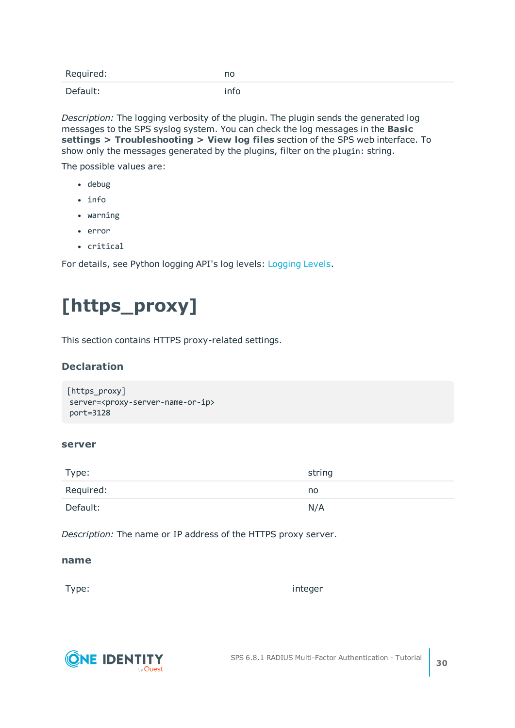| Required: | no |
|---|---|
| Default: | info |

*Description:* The logging verbosity of the plugin. The plugin sends the generated log messages to the SPS syslog system. You can check the log messages in the **Basic settings > Troubleshooting > View log files** section of the SPS web interface. To show only the messages generated by the plugins, filter on the `plugin:` string.

The possible values are:

- `debug`
- `info`
- `warning`
- `error`
- `critical`

For details, see Python logging API's log levels: Logging Levels.

# [https_proxy]

This section contains HTTPS proxy-related settings.

### Declaration

```
[https_proxy]
 server=<proxy-server-name-or-ip>
 port=3128
```

#### server

| Type: | string |
|---|---|
| Required: | no |
| Default: | N/A |

*Description:* The name or IP address of the HTTPS proxy server.

#### name

| Type: | integer |
|---|---|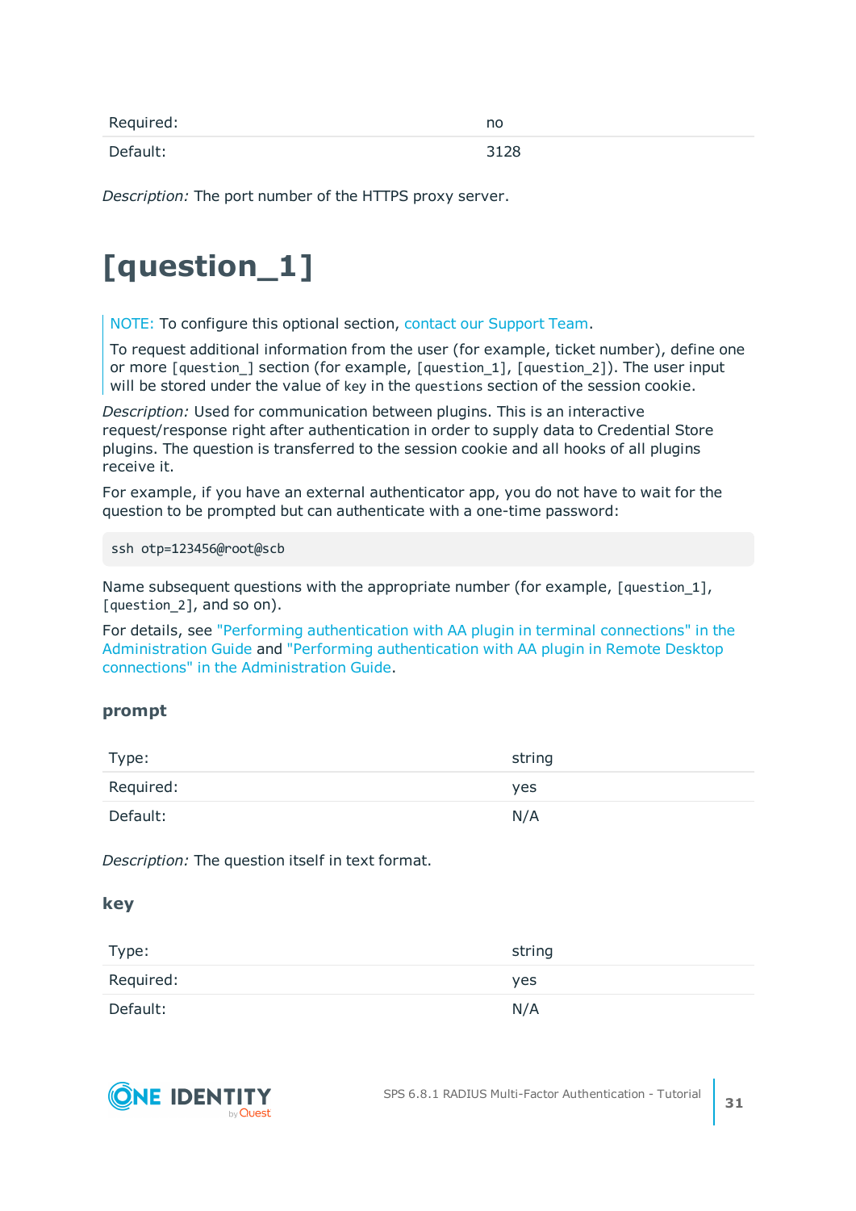| | |
|---|---|
| Required: | no |
| Default: | 3128 |

*Description:* The port number of the HTTPS proxy server.

# [question_1]

> NOTE: To configure this optional section, contact our Support Team.
>
> To request additional information from the user (for example, ticket number), define one or more `[question_]` section (for example, `[question_1]`, `[question_2]`). The user input will be stored under the value of `key` in the `questions` section of the session cookie.

*Description:* Used for communication between plugins. This is an interactive request/response right after authentication in order to supply data to Credential Store plugins. The question is transferred to the session cookie and all hooks of all plugins receive it.

For example, if you have an external authenticator app, you do not have to wait for the question to be prompted but can authenticate with a one-time password:

```
ssh otp=123456@root@scb
```

Name subsequent questions with the appropriate number (for example, `[question_1]`, `[question_2]`, and so on).

For details, see "Performing authentication with AA plugin in terminal connections" in the Administration Guide and "Performing authentication with AA plugin in Remote Desktop connections" in the Administration Guide.

### prompt

| | |
|---|---|
| Type: | string |
| Required: | yes |
| Default: | N/A |

*Description:* The question itself in text format.

### key

| | |
|---|---|
| Type: | string |
| Required: | yes |
| Default: | N/A |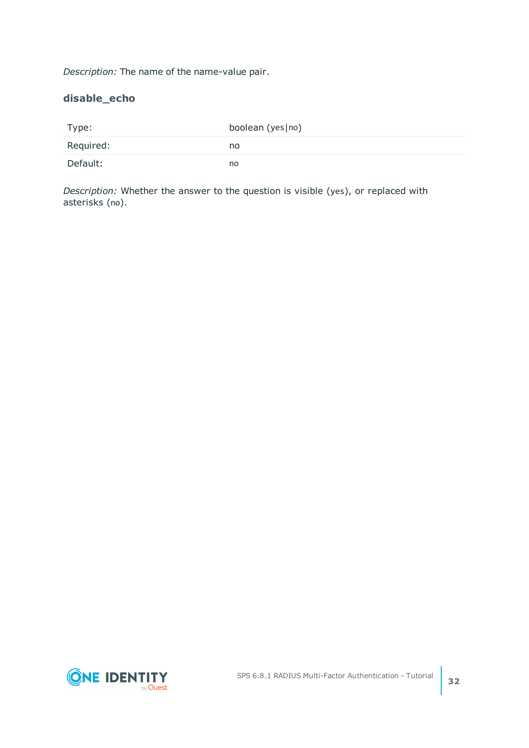*Description:* The name of the name-value pair.

### disable_echo

| Type: | boolean (yes\|no) |
| --- | --- |
| Required: | no |
| Default: | no |

*Description:* Whether the answer to the question is visible (yes), or replaced with asterisks (no).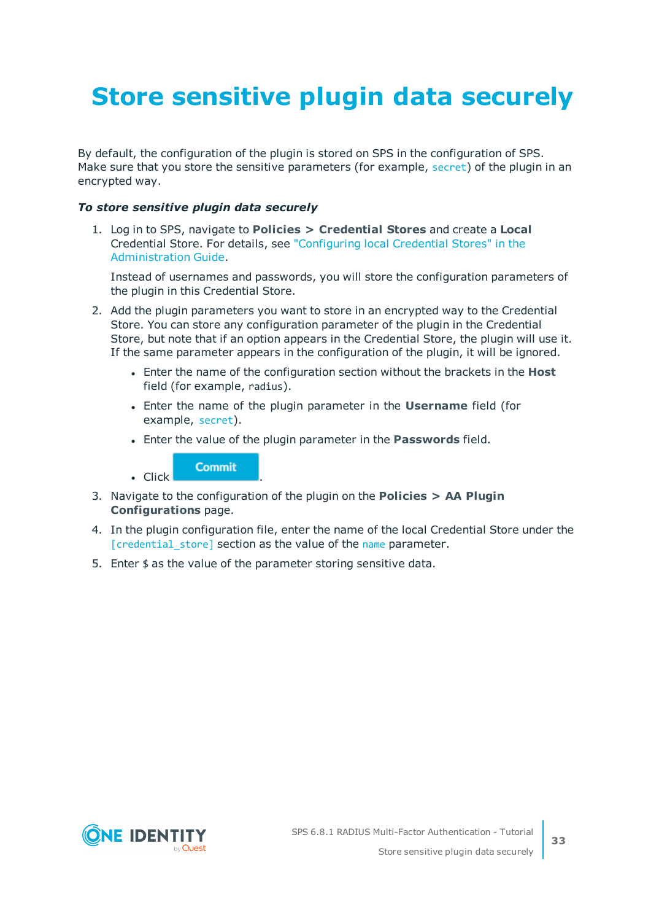# Store sensitive plugin data securely

By default, the configuration of the plugin is stored on SPS in the configuration of SPS. Make sure that you store the sensitive parameters (for example, `secret`) of the plugin in an encrypted way.

***To store sensitive plugin data securely***

1. Log in to SPS, navigate to **Policies > Credential Stores** and create a **Local** Credential Store. For details, see "Configuring local Credential Stores" in the Administration Guide.

   Instead of usernames and passwords, you will store the configuration parameters of the plugin in this Credential Store.

2. Add the plugin parameters you want to store in an encrypted way to the Credential Store. You can store any configuration parameter of the plugin in the Credential Store, but note that if an option appears in the Credential Store, the plugin will use it. If the same parameter appears in the configuration of the plugin, it will be ignored.

   - Enter the name of the configuration section without the brackets in the **Host** field (for example, `radius`).
   - Enter the name of the plugin parameter in the **Username** field (for example, `secret`).
   - Enter the value of the plugin parameter in the **Passwords** field.
   - Click **Commit**.

3. Navigate to the configuration of the plugin on the **Policies > AA Plugin Configurations** page.

4. In the plugin configuration file, enter the name of the local Credential Store under the `[credential_store]` section as the value of the `name` parameter.

5. Enter `$` as the value of the parameter storing sensitive data.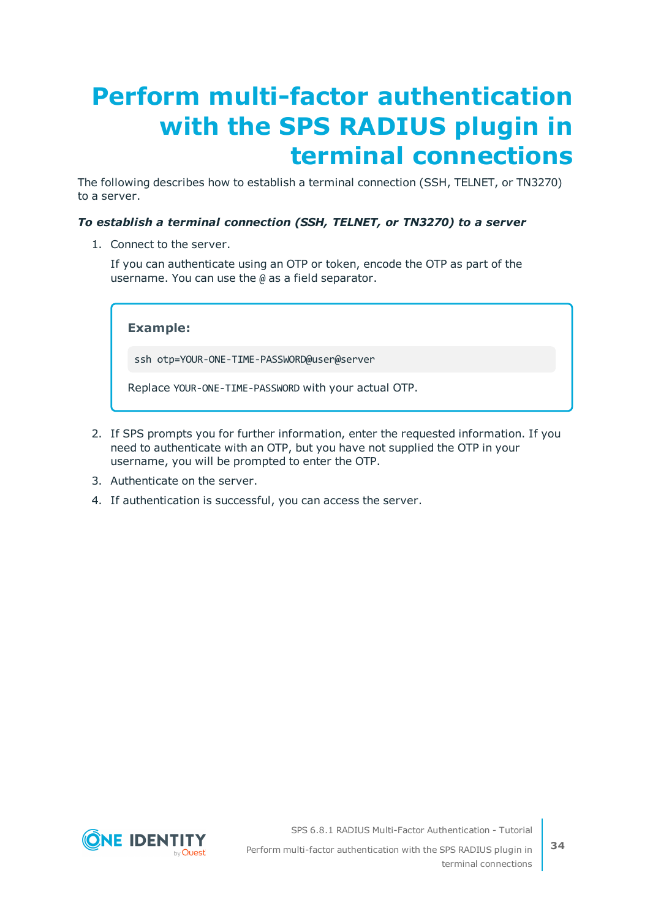# Perform multi-factor authentication with the SPS RADIUS plugin in terminal connections

The following describes how to establish a terminal connection (SSH, TELNET, or TN3270) to a server.

***To establish a terminal connection (SSH, TELNET, or TN3270) to a server***

1. Connect to the server.

   If you can authenticate using an OTP or token, encode the OTP as part of the username. You can use the `@` as a field separator.

   > **Example:**
   >
   > ```
   > ssh otp=YOUR-ONE-TIME-PASSWORD@user@server
   > ```
   >
   > Replace `YOUR-ONE-TIME-PASSWORD` with your actual OTP.

2. If SPS prompts you for further information, enter the requested information. If you need to authenticate with an OTP, but you have not supplied the OTP in your username, you will be prompted to enter the OTP.
3. Authenticate on the server.
4. If authentication is successful, you can access the server.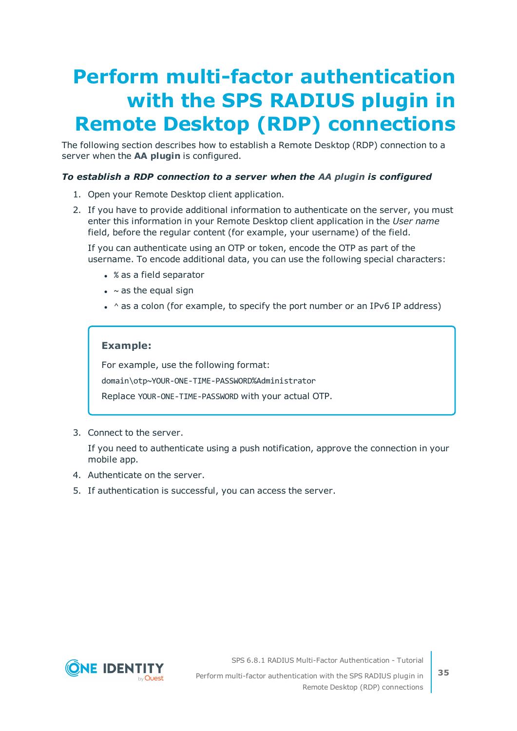# Perform multi-factor authentication with the SPS RADIUS plugin in Remote Desktop (RDP) connections

The following section describes how to establish a Remote Desktop (RDP) connection to a server when the **AA plugin** is configured.

***To establish a RDP connection to a server when the AA plugin is configured***

1. Open your Remote Desktop client application.
2. If you have to provide additional information to authenticate on the server, you must enter this information in your Remote Desktop client application in the *User name* field, before the regular content (for example, your username) of the field.

   If you can authenticate using an OTP or token, encode the OTP as part of the username. To encode additional data, you can use the following special characters:

   - `%` as a field separator
   - `~` as the equal sign
   - `^` as a colon (for example, to specify the port number or an IPv6 IP address)

   > **Example:**
   >
   > For example, use the following format:
   >
   > `domain\otp~YOUR-ONE-TIME-PASSWORD%Administrator`
   >
   > Replace `YOUR-ONE-TIME-PASSWORD` with your actual OTP.

3. Connect to the server.

   If you need to authenticate using a push notification, approve the connection in your mobile app.

4. Authenticate on the server.
5. If authentication is successful, you can access the server.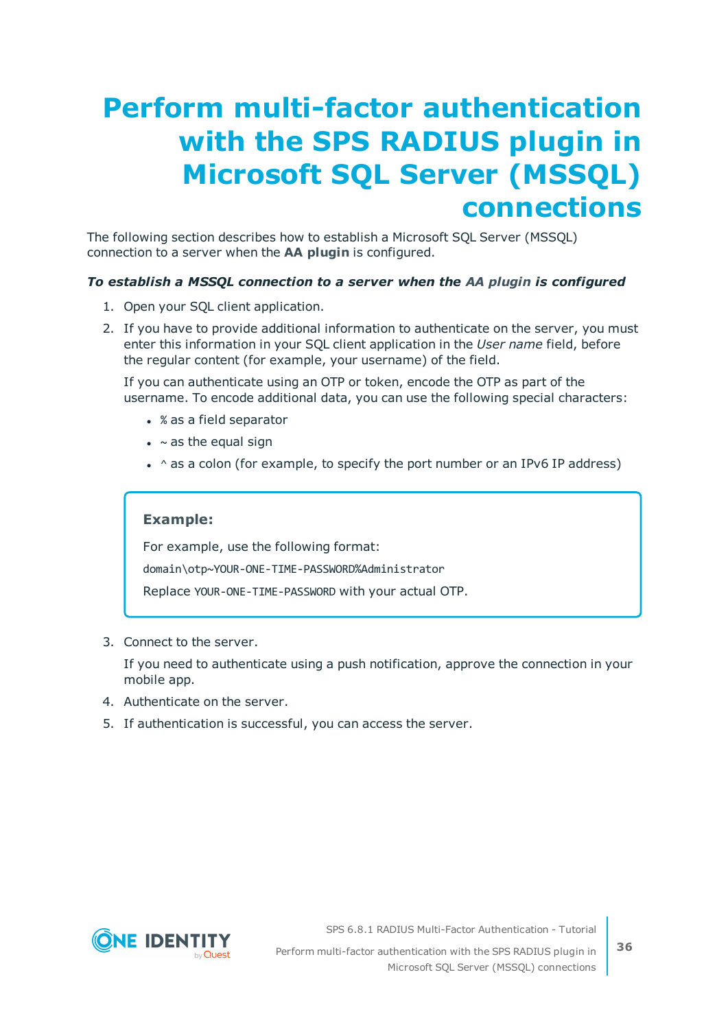# Perform multi-factor authentication with the SPS RADIUS plugin in Microsoft SQL Server (MSSQL) connections

The following section describes how to establish a Microsoft SQL Server (MSSQL) connection to a server when the **AA plugin** is configured.

***To establish a MSSQL connection to a server when the AA plugin is configured***

1. Open your SQL client application.
2. If you have to provide additional information to authenticate on the server, you must enter this information in your SQL client application in the *User name* field, before the regular content (for example, your username) of the field.

   If you can authenticate using an OTP or token, encode the OTP as part of the username. To encode additional data, you can use the following special characters:

   - `%` as a field separator
   - `~` as the equal sign
   - `^` as a colon (for example, to specify the port number or an IPv6 IP address)

   > **Example:**
   >
   > For example, use the following format:
   >
   > `domain\otp~YOUR-ONE-TIME-PASSWORD%Administrator`
   >
   > Replace `YOUR-ONE-TIME-PASSWORD` with your actual OTP.

3. Connect to the server.

   If you need to authenticate using a push notification, approve the connection in your mobile app.

4. Authenticate on the server.
5. If authentication is successful, you can access the server.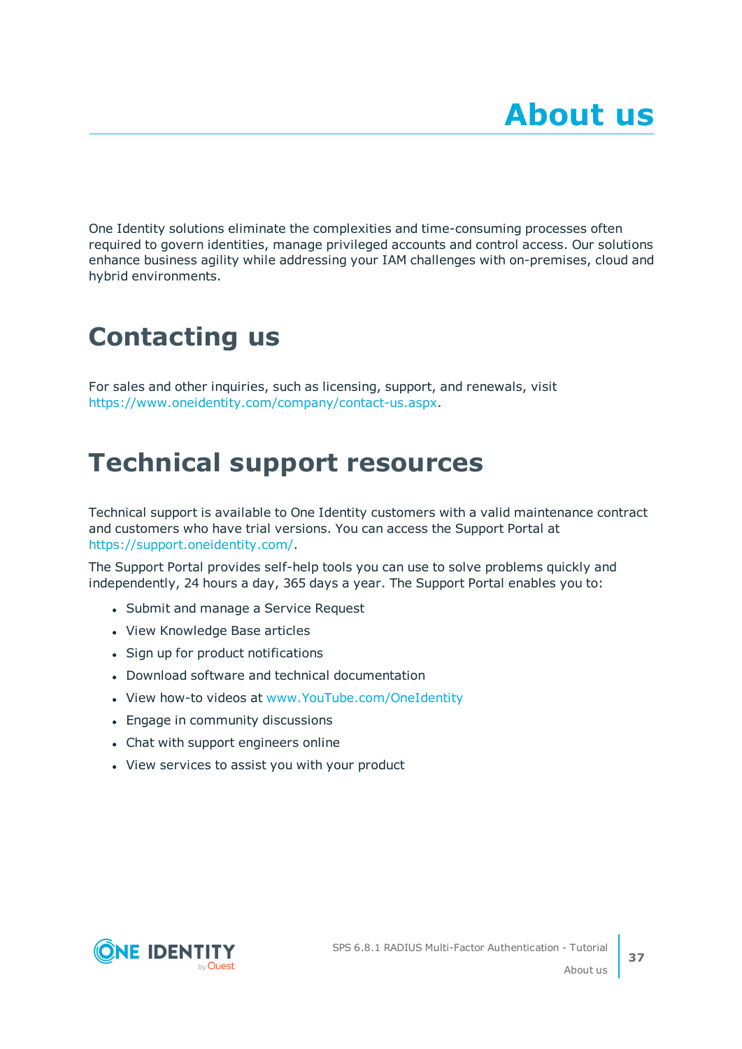# About us

One Identity solutions eliminate the complexities and time-consuming processes often required to govern identities, manage privileged accounts and control access. Our solutions enhance business agility while addressing your IAM challenges with on-premises, cloud and hybrid environments.

## Contacting us

For sales and other inquiries, such as licensing, support, and renewals, visit https://www.oneidentity.com/company/contact-us.aspx.

## Technical support resources

Technical support is available to One Identity customers with a valid maintenance contract and customers who have trial versions. You can access the Support Portal at https://support.oneidentity.com/.

The Support Portal provides self-help tools you can use to solve problems quickly and independently, 24 hours a day, 365 days a year. The Support Portal enables you to:

- Submit and manage a Service Request
- View Knowledge Base articles
- Sign up for product notifications
- Download software and technical documentation
- View how-to videos at www.YouTube.com/OneIdentity
- Engage in community discussions
- Chat with support engineers online
- View services to assist you with your product